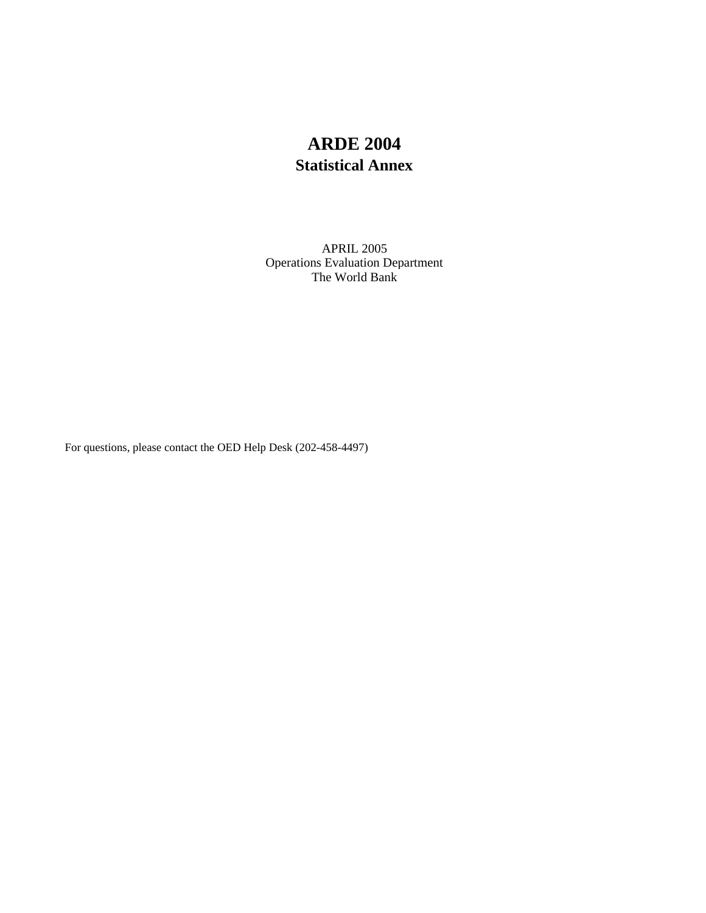# ARDE 2004

## Statistical Annex

APRIL 2005
Operations Evaluation Department
The World Bank

For questions, please contact the OED Help Desk (202-458-4497)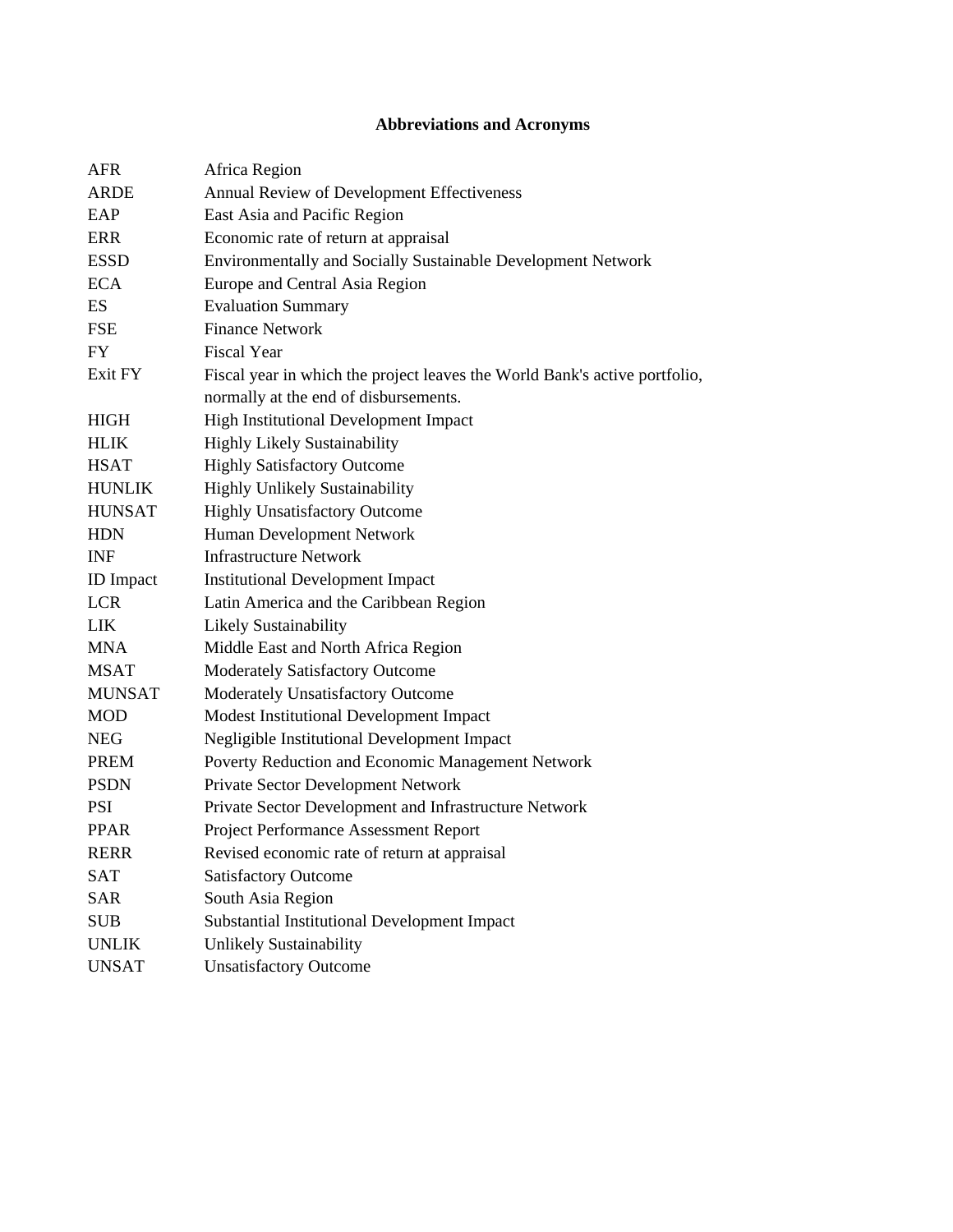## Abbreviations and Acronyms

| | |
|---|---|
| AFR | Africa Region |
| ARDE | Annual Review of Development Effectiveness |
| EAP | East Asia and Pacific Region |
| ERR | Economic rate of return at appraisal |
| ESSD | Environmentally and Socially Sustainable Development Network |
| ECA | Europe and Central Asia Region |
| ES | Evaluation Summary |
| FSE | Finance Network |
| FY | Fiscal Year |
| Exit FY | Fiscal year in which the project leaves the World Bank's active portfolio, normally at the end of disbursements. |
| HIGH | High Institutional Development Impact |
| HLIK | Highly Likely Sustainability |
| HSAT | Highly Satisfactory Outcome |
| HUNLIK | Highly Unlikely Sustainability |
| HUNSAT | Highly Unsatisfactory Outcome |
| HDN | Human Development Network |
| INF | Infrastructure Network |
| ID Impact | Institutional Development Impact |
| LCR | Latin America and the Caribbean Region |
| LIK | Likely Sustainability |
| MNA | Middle East and North Africa Region |
| MSAT | Moderately Satisfactory Outcome |
| MUNSAT | Moderately Unsatisfactory Outcome |
| MOD | Modest Institutional Development Impact |
| NEG | Negligible Institutional Development Impact |
| PREM | Poverty Reduction and Economic Management Network |
| PSDN | Private Sector Development Network |
| PSI | Private Sector Development and Infrastructure Network |
| PPAR | Project Performance Assessment Report |
| RERR | Revised economic rate of return at appraisal |
| SAT | Satisfactory Outcome |
| SAR | South Asia Region |
| SUB | Substantial Institutional Development Impact |
| UNLIK | Unlikely Sustainability |
| UNSAT | Unsatisfactory Outcome |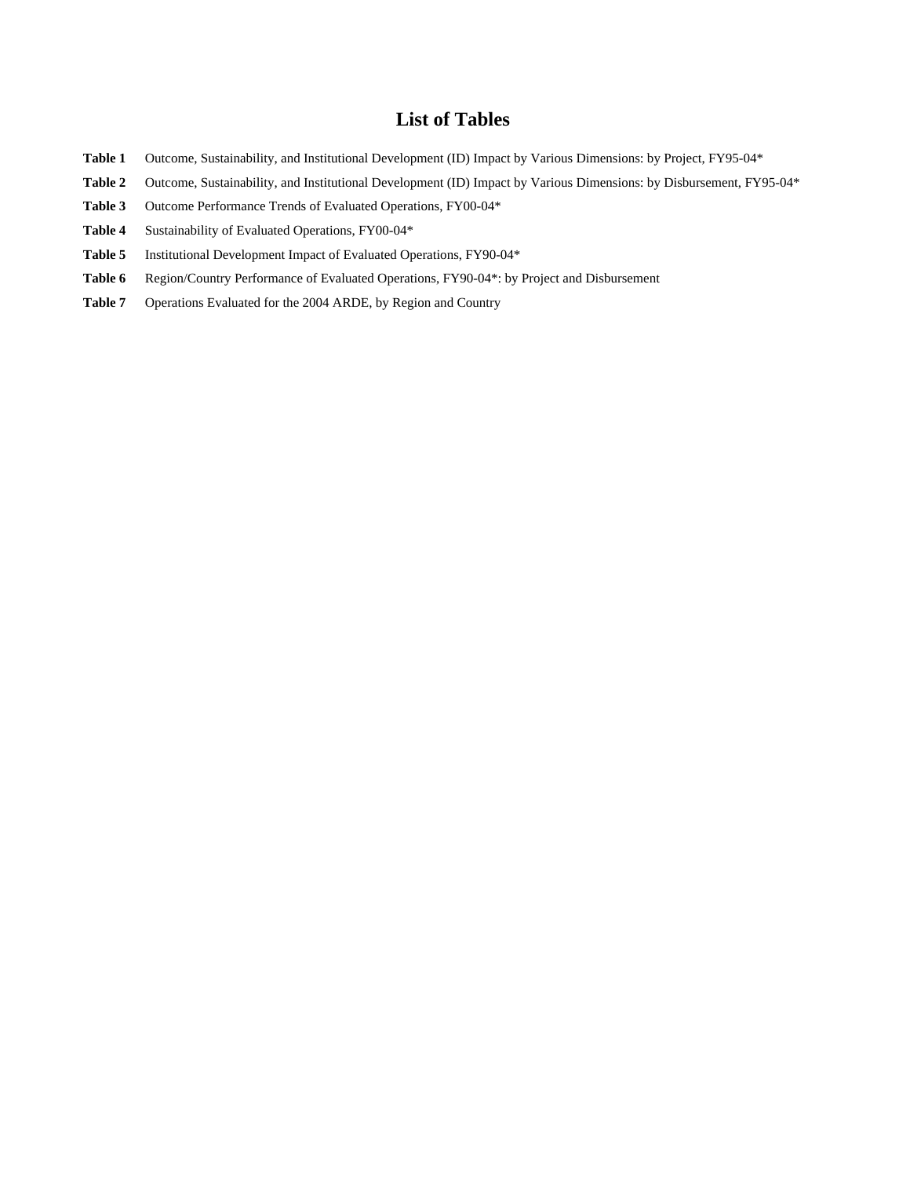# List of Tables

**Table 1** Outcome, Sustainability, and Institutional Development (ID) Impact by Various Dimensions: by Project, FY95-04*

**Table 2** Outcome, Sustainability, and Institutional Development (ID) Impact by Various Dimensions: by Disbursement, FY95-04*

**Table 3** Outcome Performance Trends of Evaluated Operations, FY00-04*

**Table 4** Sustainability of Evaluated Operations, FY00-04*

**Table 5** Institutional Development Impact of Evaluated Operations, FY90-04*

**Table 6** Region/Country Performance of Evaluated Operations, FY90-04*: by Project and Disbursement

**Table 7** Operations Evaluated for the 2004 ARDE, by Region and Country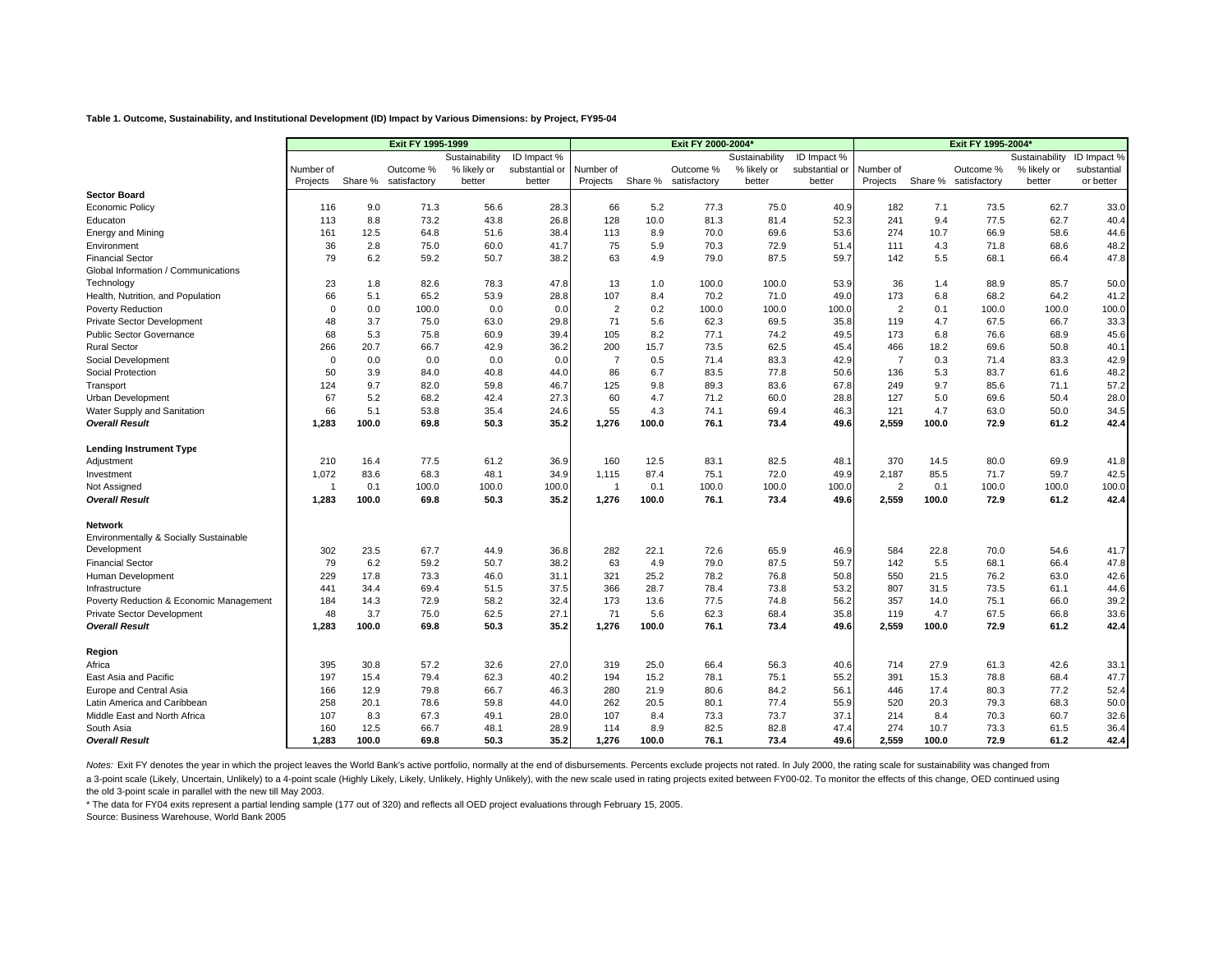**Table 1. Outcome, Sustainability, and Institutional Development (ID) Impact by Various Dimensions: by Project, FY95-04**

| | Exit FY 1995-1999 | | | | | Exit FY 2000-2004* | | | | | Exit FY 1995-2004* | | | | |
|---|---|---|---|---|---|---|---|---|---|---|---|---|---|---|---|
| | Number of Projects | Share % | Outcome % satisfactory | Sustainability % likely or better | ID Impact % substantial or better | Number of Projects | Share % | Outcome % satisfactory | Sustainability % likely or better | ID Impact % substantial or better | Number of Projects | Share % | Outcome % satisfactory | Sustainability % likely or better | ID Impact % substantial or better |
| **Sector Board** | | | | | | | | | | | | | | | |
| Economic Policy | 116 | 9.0 | 71.3 | 56.6 | 28.3 | 66 | 5.2 | 77.3 | 75.0 | 40.9 | 182 | 7.1 | 73.5 | 62.7 | 33.0 |
| Educaton | 113 | 8.8 | 73.2 | 43.8 | 26.8 | 128 | 10.0 | 81.3 | 81.4 | 52.3 | 241 | 9.4 | 77.5 | 62.7 | 40.4 |
| Energy and Mining | 161 | 12.5 | 64.8 | 51.6 | 38.4 | 113 | 8.9 | 70.0 | 69.6 | 53.6 | 274 | 10.7 | 66.9 | 58.6 | 44.6 |
| Environment | 36 | 2.8 | 75.0 | 60.0 | 41.7 | 75 | 5.9 | 70.3 | 72.9 | 51.4 | 111 | 4.3 | 71.8 | 68.6 | 48.2 |
| Financial Sector | 79 | 6.2 | 59.2 | 50.7 | 38.2 | 63 | 4.9 | 79.0 | 87.5 | 59.7 | 142 | 5.5 | 68.1 | 66.4 | 47.8 |
| Global Information / Communications Technology | 23 | 1.8 | 82.6 | 78.3 | 47.8 | 13 | 1.0 | 100.0 | 100.0 | 53.9 | 36 | 1.4 | 88.9 | 85.7 | 50.0 |
| Health, Nutrition, and Population | 66 | 5.1 | 65.2 | 53.9 | 28.8 | 107 | 8.4 | 70.2 | 71.0 | 49.0 | 173 | 6.8 | 68.2 | 64.2 | 41.2 |
| Poverty Reduction | 0 | 0.0 | 100.0 | 0.0 | 0.0 | 2 | 0.2 | 100.0 | 100.0 | 100.0 | 2 | 0.1 | 100.0 | 100.0 | 100.0 |
| Private Sector Development | 48 | 3.7 | 75.0 | 63.0 | 29.8 | 71 | 5.6 | 62.3 | 69.5 | 35.8 | 119 | 4.7 | 67.5 | 66.7 | 33.3 |
| Public Sector Governance | 68 | 5.3 | 75.8 | 60.9 | 39.4 | 105 | 8.2 | 77.1 | 74.2 | 49.5 | 173 | 6.8 | 76.6 | 68.9 | 45.6 |
| Rural Sector | 266 | 20.7 | 66.7 | 42.9 | 36.2 | 200 | 15.7 | 73.5 | 62.5 | 45.4 | 466 | 18.2 | 69.6 | 50.8 | 40.1 |
| Social Development | 0 | 0.0 | 0.0 | 0.0 | 0.0 | 7 | 0.5 | 71.4 | 83.3 | 42.9 | 7 | 0.3 | 71.4 | 83.3 | 42.9 |
| Social Protection | 50 | 3.9 | 84.0 | 40.8 | 44.0 | 86 | 6.7 | 83.5 | 77.8 | 50.6 | 136 | 5.3 | 83.7 | 61.6 | 48.2 |
| Transport | 124 | 9.7 | 82.0 | 59.8 | 46.7 | 125 | 9.8 | 89.3 | 83.6 | 67.8 | 249 | 9.7 | 85.6 | 71.1 | 57.2 |
| Urban Development | 67 | 5.2 | 68.2 | 42.4 | 27.3 | 60 | 4.7 | 71.2 | 60.0 | 28.8 | 127 | 5.0 | 69.6 | 50.4 | 28.0 |
| Water Supply and Sanitation | 66 | 5.1 | 53.8 | 35.4 | 24.6 | 55 | 4.3 | 74.1 | 69.4 | 46.3 | 121 | 4.7 | 63.0 | 50.0 | 34.5 |
| ***Overall Result*** | **1,283** | **100.0** | **69.8** | **50.3** | **35.2** | **1,276** | **100.0** | **76.1** | **73.4** | **49.6** | **2,559** | **100.0** | **72.9** | **61.2** | **42.4** |
| **Lending Instrument Type** | | | | | | | | | | | | | | | |
| Adjustment | 210 | 16.4 | 77.5 | 61.2 | 36.9 | 160 | 12.5 | 83.1 | 82.5 | 48.1 | 370 | 14.5 | 80.0 | 69.9 | 41.8 |
| Investment | 1,072 | 83.6 | 68.3 | 48.1 | 34.9 | 1,115 | 87.4 | 75.1 | 72.0 | 49.9 | 2,187 | 85.5 | 71.7 | 59.7 | 42.5 |
| Not Assigned | 1 | 0.1 | 100.0 | 100.0 | 100.0 | 1 | 0.1 | 100.0 | 100.0 | 100.0 | 2 | 0.1 | 100.0 | 100.0 | 100.0 |
| ***Overall Result*** | **1,283** | **100.0** | **69.8** | **50.3** | **35.2** | **1,276** | **100.0** | **76.1** | **73.4** | **49.6** | **2,559** | **100.0** | **72.9** | **61.2** | **42.4** |
| **Network** | | | | | | | | | | | | | | | |
| Environmentally & Socially Sustainable Development | 302 | 23.5 | 67.7 | 44.9 | 36.8 | 282 | 22.1 | 72.6 | 65.9 | 46.9 | 584 | 22.8 | 70.0 | 54.6 | 41.7 |
| Financial Sector | 79 | 6.2 | 59.2 | 50.7 | 38.2 | 63 | 4.9 | 79.0 | 87.5 | 59.7 | 142 | 5.5 | 68.1 | 66.4 | 47.8 |
| Human Development | 229 | 17.8 | 73.3 | 46.0 | 31.1 | 321 | 25.2 | 78.2 | 76.8 | 50.8 | 550 | 21.5 | 76.2 | 63.0 | 42.6 |
| Infrastructure | 441 | 34.4 | 69.4 | 51.5 | 37.5 | 366 | 28.7 | 78.4 | 73.8 | 53.2 | 807 | 31.5 | 73.5 | 61.1 | 44.6 |
| Poverty Reduction & Economic Management | 184 | 14.3 | 72.9 | 58.2 | 32.4 | 173 | 13.6 | 77.5 | 74.8 | 56.2 | 357 | 14.0 | 75.1 | 66.0 | 39.2 |
| Private Sector Development | 48 | 3.7 | 75.0 | 62.5 | 27.1 | 71 | 5.6 | 62.3 | 68.4 | 35.8 | 119 | 4.7 | 67.5 | 66.8 | 33.6 |
| ***Overall Result*** | **1,283** | **100.0** | **69.8** | **50.3** | **35.2** | **1,276** | **100.0** | **76.1** | **73.4** | **49.6** | **2,559** | **100.0** | **72.9** | **61.2** | **42.4** |
| **Region** | | | | | | | | | | | | | | | |
| Africa | 395 | 30.8 | 57.2 | 32.6 | 27.0 | 319 | 25.0 | 66.4 | 56.3 | 40.6 | 714 | 27.9 | 61.3 | 42.6 | 33.1 |
| East Asia and Pacific | 197 | 15.4 | 79.4 | 62.3 | 40.2 | 194 | 15.2 | 78.1 | 75.1 | 55.2 | 391 | 15.3 | 78.8 | 68.4 | 47.7 |
| Europe and Central Asia | 166 | 12.9 | 79.8 | 66.7 | 46.3 | 280 | 21.9 | 80.6 | 84.2 | 56.1 | 446 | 17.4 | 80.3 | 77.2 | 52.4 |
| Latin America and Caribbean | 258 | 20.1 | 78.6 | 59.8 | 44.0 | 262 | 20.5 | 80.1 | 77.4 | 55.9 | 520 | 20.3 | 79.3 | 68.3 | 50.0 |
| Middle East and North Africa | 107 | 8.3 | 67.3 | 49.1 | 28.0 | 107 | 8.4 | 73.3 | 73.7 | 37.1 | 214 | 8.4 | 70.3 | 60.7 | 32.6 |
| South Asia | 160 | 12.5 | 66.7 | 48.1 | 28.9 | 114 | 8.9 | 82.5 | 82.8 | 47.4 | 274 | 10.7 | 73.3 | 61.5 | 36.4 |
| ***Overall Result*** | **1,283** | **100.0** | **69.8** | **50.3** | **35.2** | **1,276** | **100.0** | **76.1** | **73.4** | **49.6** | **2,559** | **100.0** | **72.9** | **61.2** | **42.4** |

*Notes:* Exit FY denotes the year in which the project leaves the World Bank's active portfolio, normally at the end of disbursements. Percents exclude projects not rated. In July 2000, the rating scale for sustainability was changed from a 3-point scale (Likely, Uncertain, Unlikely) to a 4-point scale (Highly Likely, Likely, Unlikely, Highly Unlikely), with the new scale used in rating projects exited between FY00-02. To monitor the effects of this change, OED continued using the old 3-point scale in parallel with the new till May 2003.

\* The data for FY04 exits represent a partial lending sample (177 out of 320) and reflects all OED project evaluations through February 15, 2005.

Source: Business Warehouse, World Bank 2005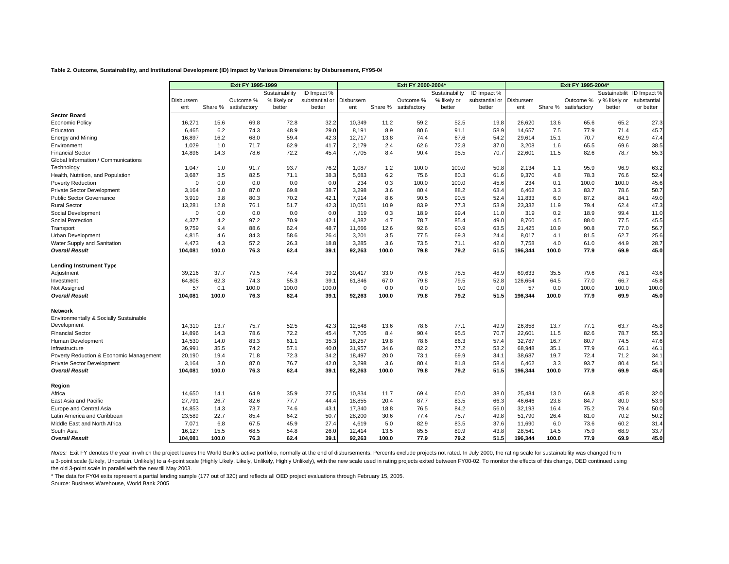**Table 2. Outcome, Sustainability, and Institutional Development (ID) Impact by Various Dimensions: by Disbursement, FY95-04**

| | Exit FY 1995-1999 | | | | | Exit FY 2000-2004* | | | | | Exit FY 1995-2004* | | | | |
|---|---|---|---|---|---|---|---|---|---|---|---|---|---|---|---|
| | Disbursement | Share % | Outcome % satisfactory | Sustainability % likely or better | ID Impact % substantial or better | Disbursement | Share % | Outcome % satisfactory | Sustainability % likely or better | ID Impact % substantial or better | Disbursement | Share % | Outcome % satisfactory | Sustainability % likely or better | ID Impact % substantial or better |
| **Sector Board** | | | | | | | | | | | | | | | |
| Economic Policy | 16,271 | 15.6 | 69.8 | 72.8 | 32.2 | 10,349 | 11.2 | 59.2 | 52.5 | 19.8 | 26,620 | 13.6 | 65.6 | 65.2 | 27.3 |
| Educaton | 6,465 | 6.2 | 74.3 | 48.9 | 29.0 | 8,191 | 8.9 | 80.6 | 91.1 | 58.9 | 14,657 | 7.5 | 77.9 | 71.4 | 45.7 |
| Energy and Mining | 16,897 | 16.2 | 68.0 | 59.4 | 42.3 | 12,717 | 13.8 | 74.4 | 67.6 | 54.2 | 29,614 | 15.1 | 70.7 | 62.9 | 47.4 |
| Environment | 1,029 | 1.0 | 71.7 | 62.9 | 41.7 | 2,179 | 2.4 | 62.6 | 72.8 | 37.0 | 3,208 | 1.6 | 65.5 | 69.6 | 38.5 |
| Financial Sector | 14,896 | 14.3 | 78.6 | 72.2 | 45.4 | 7,705 | 8.4 | 90.4 | 95.5 | 70.7 | 22,601 | 11.5 | 82.6 | 78.7 | 55.3 |
| Global Information / Communications Technology | 1,047 | 1.0 | 91.7 | 93.7 | 76.2 | 1,087 | 1.2 | 100.0 | 100.0 | 50.8 | 2,134 | 1.1 | 95.9 | 96.9 | 63.2 |
| Health, Nutrition, and Population | 3,687 | 3.5 | 82.5 | 71.1 | 38.3 | 5,683 | 6.2 | 75.6 | 80.3 | 61.6 | 9,370 | 4.8 | 78.3 | 76.6 | 52.4 |
| Poverty Reduction | 0 | 0.0 | 0.0 | 0.0 | 0.0 | 234 | 0.3 | 100.0 | 100.0 | 45.6 | 234 | 0.1 | 100.0 | 100.0 | 45.6 |
| Private Sector Development | 3,164 | 3.0 | 87.0 | 69.8 | 38.7 | 3,298 | 3.6 | 80.4 | 88.2 | 63.4 | 6,462 | 3.3 | 83.7 | 78.6 | 50.7 |
| Public Sector Governance | 3,919 | 3.8 | 80.3 | 70.2 | 42.1 | 7,914 | 8.6 | 90.5 | 90.5 | 52.4 | 11,833 | 6.0 | 87.2 | 84.1 | 49.0 |
| Rural Sector | 13,281 | 12.8 | 76.1 | 51.7 | 42.3 | 10,051 | 10.9 | 83.9 | 77.3 | 53.9 | 23,332 | 11.9 | 79.4 | 62.4 | 47.3 |
| Social Development | 0 | 0.0 | 0.0 | 0.0 | 0.0 | 319 | 0.3 | 18.9 | 99.4 | 11.0 | 319 | 0.2 | 18.9 | 99.4 | 11.0 |
| Social Protection | 4,377 | 4.2 | 97.2 | 70.9 | 42.1 | 4,382 | 4.7 | 78.7 | 85.4 | 49.0 | 8,760 | 4.5 | 88.0 | 77.5 | 45.5 |
| Transport | 9,759 | 9.4 | 88.6 | 62.4 | 48.7 | 11,666 | 12.6 | 92.6 | 90.9 | 63.5 | 21,425 | 10.9 | 90.8 | 77.0 | 56.7 |
| Urban Development | 4,815 | 4.6 | 84.3 | 58.6 | 26.4 | 3,201 | 3.5 | 77.5 | 69.3 | 24.4 | 8,017 | 4.1 | 81.5 | 62.7 | 25.6 |
| Water Supply and Sanitation | 4,473 | 4.3 | 57.2 | 26.3 | 18.8 | 3,285 | 3.6 | 73.5 | 71.1 | 42.0 | 7,758 | 4.0 | 61.0 | 44.9 | 28.7 |
| ***Overall Result*** | **104,081** | **100.0** | **76.3** | **62.4** | **39.1** | **92,263** | **100.0** | **79.8** | **79.2** | **51.5** | **196,344** | **100.0** | **77.9** | **69.9** | **45.0** |
| **Lending Instrument Type** | | | | | | | | | | | | | | | |
| Adjustment | 39,216 | 37.7 | 79.5 | 74.4 | 39.2 | 30,417 | 33.0 | 79.8 | 78.5 | 48.9 | 69,633 | 35.5 | 79.6 | 76.1 | 43.6 |
| Investment | 64,808 | 62.3 | 74.3 | 55.3 | 39.1 | 61,846 | 67.0 | 79.8 | 79.5 | 52.8 | 126,654 | 64.5 | 77.0 | 66.7 | 45.8 |
| Not Assigned | 57 | 0.1 | 100.0 | 100.0 | 100.0 | 0 | 0.0 | 0.0 | 0.0 | 0.0 | 57 | 0.0 | 100.0 | 100.0 | 100.0 |
| ***Overall Result*** | **104,081** | **100.0** | **76.3** | **62.4** | **39.1** | **92,263** | **100.0** | **79.8** | **79.2** | **51.5** | **196,344** | **100.0** | **77.9** | **69.9** | **45.0** |
| **Network** | | | | | | | | | | | | | | | |
| Environmentally & Socially Sustainable Development | 14,310 | 13.7 | 75.7 | 52.5 | 42.3 | 12,548 | 13.6 | 78.6 | 77.1 | 49.9 | 26,858 | 13.7 | 77.1 | 63.7 | 45.8 |
| Financial Sector | 14,896 | 14.3 | 78.6 | 72.2 | 45.4 | 7,705 | 8.4 | 90.4 | 95.5 | 70.7 | 22,601 | 11.5 | 82.6 | 78.7 | 55.3 |
| Human Development | 14,530 | 14.0 | 83.3 | 61.1 | 35.3 | 18,257 | 19.8 | 78.6 | 86.3 | 57.4 | 32,787 | 16.7 | 80.7 | 74.5 | 47.6 |
| Infrastructure | 36,991 | 35.5 | 74.2 | 57.1 | 40.0 | 31,957 | 34.6 | 82.2 | 77.2 | 53.2 | 68,948 | 35.1 | 77.9 | 66.1 | 46.1 |
| Poverty Reduction & Economic Management | 20,190 | 19.4 | 71.8 | 72.3 | 34.2 | 18,497 | 20.0 | 73.1 | 69.9 | 34.1 | 38,687 | 19.7 | 72.4 | 71.2 | 34.1 |
| Private Sector Development | 3,164 | 3.0 | 87.0 | 76.7 | 42.0 | 3,298 | 3.6 | 80.4 | 81.8 | 58.4 | 6,462 | 3.3 | 93.7 | 80.4 | 54.1 |
| ***Overall Result*** | **104,081** | **100.0** | **76.3** | **62.4** | **39.1** | **92,263** | **100.0** | **79.8** | **79.2** | **51.5** | **196,344** | **100.0** | **77.9** | **69.9** | **45.0** |
| **Region** | | | | | | | | | | | | | | | |
| Africa | 14,650 | 14.1 | 64.9 | 35.9 | 27.5 | 10,834 | 11.7 | 69.4 | 60.0 | 38.0 | 25,484 | 13.0 | 66.8 | 45.8 | 32.0 |
| East Asia and Pacific | 27,791 | 26.7 | 82.6 | 77.7 | 44.4 | 18,855 | 20.4 | 87.7 | 83.5 | 66.3 | 46,646 | 23.8 | 84.7 | 80.0 | 53.9 |
| Europe and Central Asia | 14,853 | 14.3 | 73.7 | 74.6 | 43.1 | 17,340 | 18.8 | 76.5 | 84.2 | 56.0 | 32,193 | 16.4 | 75.2 | 79.4 | 50.0 |
| Latin America and Caribbean | 23,589 | 22.7 | 85.4 | 64.2 | 50.7 | 28,200 | 30.6 | 77.4 | 75.7 | 49.8 | 51,790 | 26.4 | 81.0 | 70.2 | 50.2 |
| Middle East and North Africa | 7,071 | 6.8 | 67.5 | 45.9 | 27.4 | 4,619 | 5.0 | 82.9 | 83.5 | 37.6 | 11,690 | 6.0 | 73.6 | 60.2 | 31.4 |
| South Asia | 16,127 | 15.5 | 68.5 | 54.8 | 26.0 | 12,414 | 13.5 | 85.5 | 89.9 | 43.8 | 28,541 | 14.5 | 75.9 | 68.9 | 33.7 |
| ***Overall Result*** | **104,081** | **100.0** | **76.3** | **62.4** | **39.1** | **92,263** | **100.0** | **77.9** | **79.2** | **51.5** | **196,344** | **100.0** | **77.9** | **69.9** | **45.0** |

*Notes:* Exit FY denotes the year in which the project leaves the World Bank's active portfolio, normally at the end of disbursements. Percents exclude projects not rated. In July 2000, the rating scale for sustainability was changed from a 3-point scale (Likely, Uncertain, Unlikely) to a 4-point scale (Highly Likely, Likely, Unlikely, Highly Unlikely), with the new scale used in rating projects exited between FY00-02. To monitor the effects of this change, OED continued using the old 3-point scale in parallel with the new till May 2003.

\* The data for FY04 exits represent a partial lending sample (177 out of 320) and reflects all OED project evaluations through February 15, 2005.

Source: Business Warehouse, World Bank 2005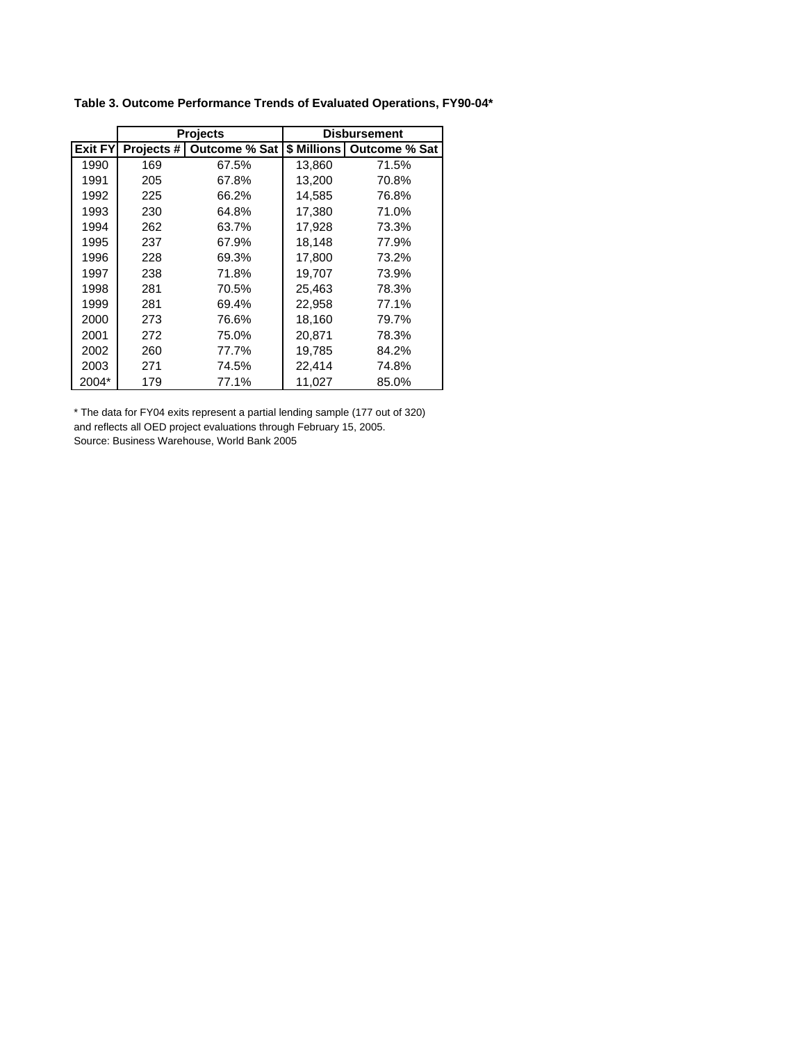**Table 3. Outcome Performance Trends of Evaluated Operations, FY90-04***

| | Projects | | Disbursement | |
|---|---|---|---|---|
| Exit FY | Projects # | Outcome % Sat | $ Millions | Outcome % Sat |
| 1990 | 169 | 67.5% | 13,860 | 71.5% |
| 1991 | 205 | 67.8% | 13,200 | 70.8% |
| 1992 | 225 | 66.2% | 14,585 | 76.8% |
| 1993 | 230 | 64.8% | 17,380 | 71.0% |
| 1994 | 262 | 63.7% | 17,928 | 73.3% |
| 1995 | 237 | 67.9% | 18,148 | 77.9% |
| 1996 | 228 | 69.3% | 17,800 | 73.2% |
| 1997 | 238 | 71.8% | 19,707 | 73.9% |
| 1998 | 281 | 70.5% | 25,463 | 78.3% |
| 1999 | 281 | 69.4% | 22,958 | 77.1% |
| 2000 | 273 | 76.6% | 18,160 | 79.7% |
| 2001 | 272 | 75.0% | 20,871 | 78.3% |
| 2002 | 260 | 77.7% | 19,785 | 84.2% |
| 2003 | 271 | 74.5% | 22,414 | 74.8% |
| 2004* | 179 | 77.1% | 11,027 | 85.0% |

* The data for FY04 exits represent a partial lending sample (177 out of 320) and reflects all OED project evaluations through February 15, 2005.
Source: Business Warehouse, World Bank 2005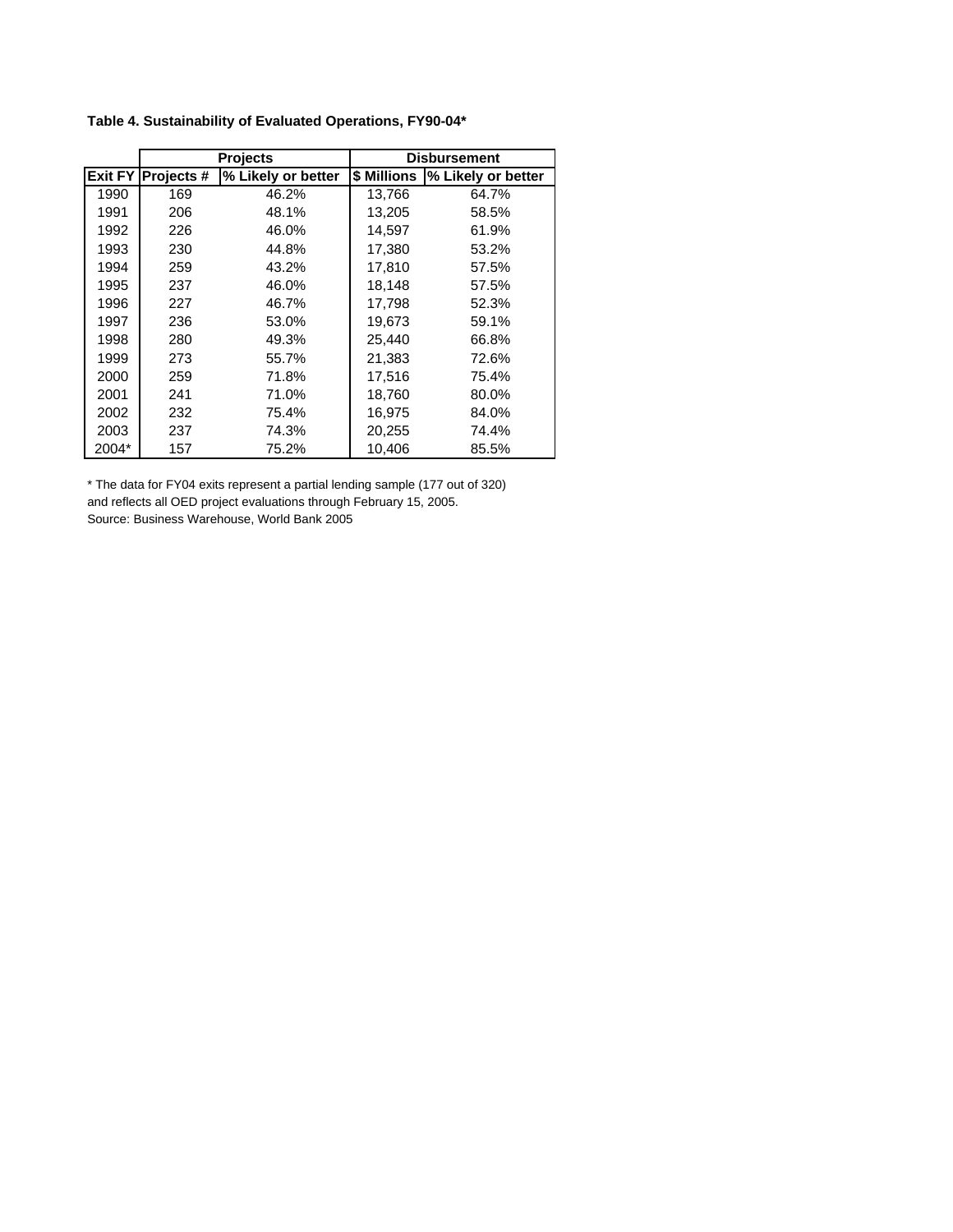**Table 4. Sustainability of Evaluated Operations, FY90-04***

| | Projects | | Disbursement | |
|---|---|---|---|---|
| Exit FY | Projects # | % Likely or better | $ Millions | % Likely or better |
| 1990 | 169 | 46.2% | 13,766 | 64.7% |
| 1991 | 206 | 48.1% | 13,205 | 58.5% |
| 1992 | 226 | 46.0% | 14,597 | 61.9% |
| 1993 | 230 | 44.8% | 17,380 | 53.2% |
| 1994 | 259 | 43.2% | 17,810 | 57.5% |
| 1995 | 237 | 46.0% | 18,148 | 57.5% |
| 1996 | 227 | 46.7% | 17,798 | 52.3% |
| 1997 | 236 | 53.0% | 19,673 | 59.1% |
| 1998 | 280 | 49.3% | 25,440 | 66.8% |
| 1999 | 273 | 55.7% | 21,383 | 72.6% |
| 2000 | 259 | 71.8% | 17,516 | 75.4% |
| 2001 | 241 | 71.0% | 18,760 | 80.0% |
| 2002 | 232 | 75.4% | 16,975 | 84.0% |
| 2003 | 237 | 74.3% | 20,255 | 74.4% |
| 2004* | 157 | 75.2% | 10,406 | 85.5% |

* The data for FY04 exits represent a partial lending sample (177 out of 320) and reflects all OED project evaluations through February 15, 2005.
Source: Business Warehouse, World Bank 2005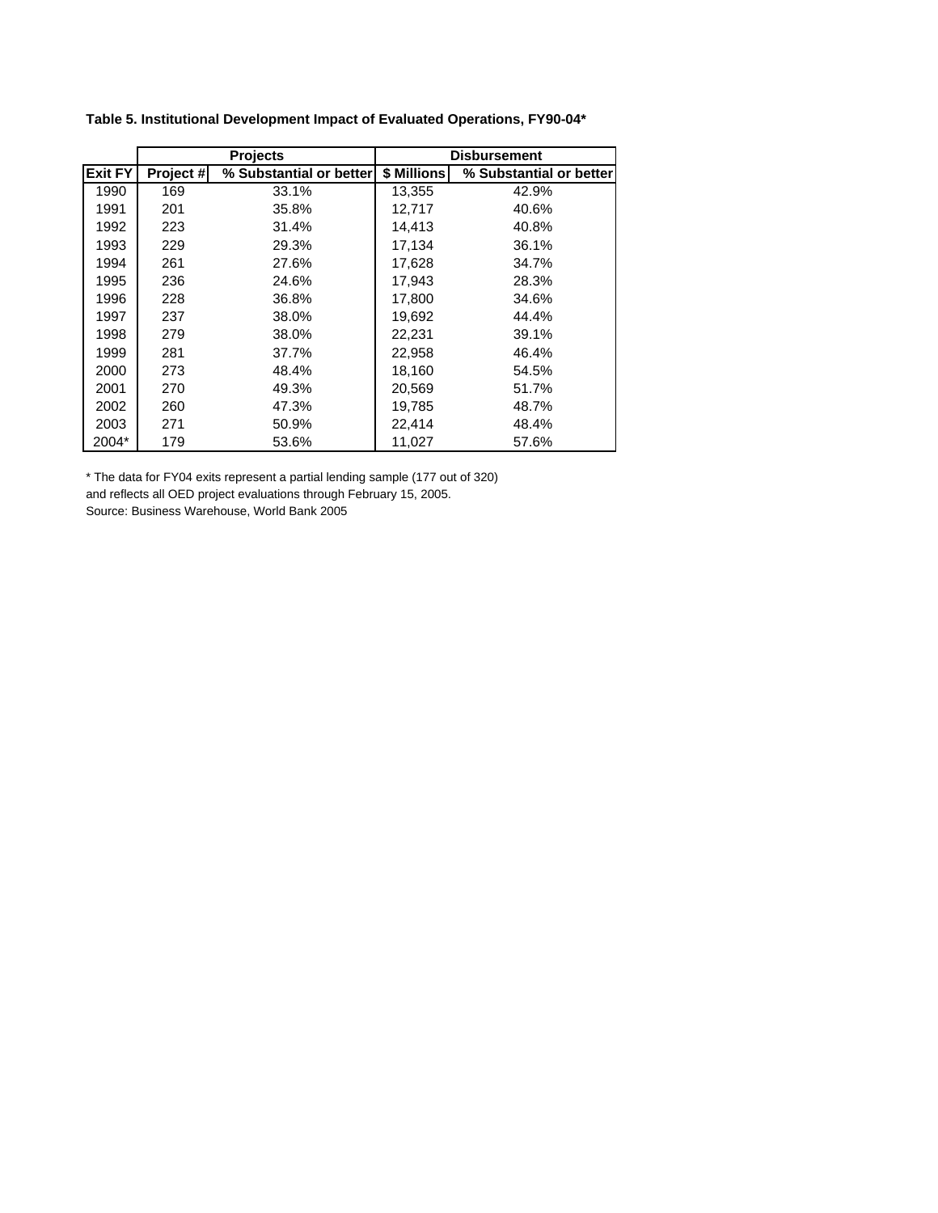**Table 5. Institutional Development Impact of Evaluated Operations, FY90-04***

| | Projects | | Disbursement | |
|---|---|---|---|---|
| Exit FY | Project # | % Substantial or better | $ Millions | % Substantial or better |
| 1990 | 169 | 33.1% | 13,355 | 42.9% |
| 1991 | 201 | 35.8% | 12,717 | 40.6% |
| 1992 | 223 | 31.4% | 14,413 | 40.8% |
| 1993 | 229 | 29.3% | 17,134 | 36.1% |
| 1994 | 261 | 27.6% | 17,628 | 34.7% |
| 1995 | 236 | 24.6% | 17,943 | 28.3% |
| 1996 | 228 | 36.8% | 17,800 | 34.6% |
| 1997 | 237 | 38.0% | 19,692 | 44.4% |
| 1998 | 279 | 38.0% | 22,231 | 39.1% |
| 1999 | 281 | 37.7% | 22,958 | 46.4% |
| 2000 | 273 | 48.4% | 18,160 | 54.5% |
| 2001 | 270 | 49.3% | 20,569 | 51.7% |
| 2002 | 260 | 47.3% | 19,785 | 48.7% |
| 2003 | 271 | 50.9% | 22,414 | 48.4% |
| 2004* | 179 | 53.6% | 11,027 | 57.6% |

* The data for FY04 exits represent a partial lending sample (177 out of 320) and reflects all OED project evaluations through February 15, 2005.
Source: Business Warehouse, World Bank 2005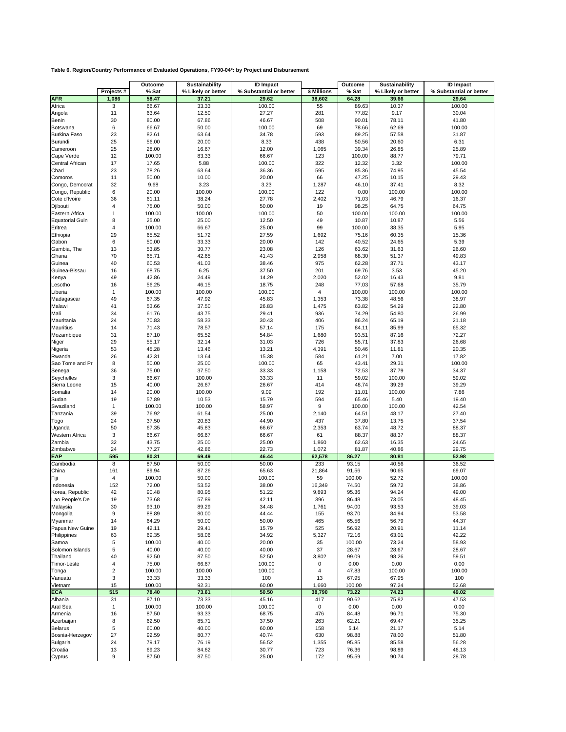**Table 6. Region/Country Performance of Evaluated Operations, FY90-04*: by Project and Disbursement**

| | | Outcome | Sustainability | ID Impact | | Outcome | Sustainability | ID Impact |
|---|---|---|---|---|---|---|---|---|
| | Projects # | % Sat | % Likely or better | % Substantial or better | $ Millions | % Sat | % Likely or better | % Substantial or better |
| **AFR** | **1,086** | **58.47** | **37.21** | **29.62** | **38,602** | **64.28** | **39.66** | **29.64** |
| Africa | 3 | 66.67 | 33.33 | 100.00 | 55 | 89.63 | 10.37 | 100.00 |
| Angola | 11 | 63.64 | 12.50 | 27.27 | 281 | 77.82 | 9.17 | 30.04 |
| Benin | 30 | 80.00 | 67.86 | 46.67 | 508 | 90.01 | 78.11 | 41.80 |
| Botswana | 6 | 66.67 | 50.00 | 100.00 | 69 | 78.66 | 62.69 | 100.00 |
| Burkina Faso | 23 | 82.61 | 63.64 | 34.78 | 593 | 89.25 | 57.58 | 31.87 |
| Burundi | 25 | 56.00 | 20.00 | 8.33 | 438 | 50.56 | 20.60 | 6.31 |
| Cameroon | 25 | 28.00 | 16.67 | 12.00 | 1,065 | 39.34 | 26.85 | 25.89 |
| Cape Verde | 12 | 100.00 | 83.33 | 66.67 | 123 | 100.00 | 88.77 | 79.71 |
| Central African | 17 | 17.65 | 5.88 | 100.00 | 322 | 12.32 | 3.32 | 100.00 |
| Chad | 23 | 78.26 | 63.64 | 36.36 | 595 | 85.36 | 74.95 | 45.54 |
| Comoros | 11 | 50.00 | 10.00 | 20.00 | 66 | 47.25 | 10.15 | 29.43 |
| Congo, Democrat | 32 | 9.68 | 3.23 | 3.23 | 1,287 | 46.10 | 37.41 | 8.32 |
| Congo, Republic | 6 | 20.00 | 100.00 | 100.00 | 122 | 0.00 | 100.00 | 100.00 |
| Cote d'Ivoire | 36 | 61.11 | 38.24 | 27.78 | 2,402 | 71.03 | 46.79 | 16.37 |
| Djibouti | 4 | 75.00 | 50.00 | 50.00 | 19 | 98.25 | 64.75 | 64.75 |
| Eastern Africa | 1 | 100.00 | 100.00 | 100.00 | 50 | 100.00 | 100.00 | 100.00 |
| Equatorial Guin | 8 | 25.00 | 25.00 | 12.50 | 49 | 10.87 | 10.87 | 5.56 |
| Eritrea | 4 | 100.00 | 66.67 | 25.00 | 99 | 100.00 | 38.35 | 5.95 |
| Ethiopia | 29 | 65.52 | 51.72 | 27.59 | 1,692 | 75.16 | 60.35 | 15.36 |
| Gabon | 6 | 50.00 | 33.33 | 20.00 | 142 | 40.52 | 24.65 | 5.39 |
| Gambia, The | 13 | 53.85 | 30.77 | 23.08 | 126 | 63.62 | 31.63 | 26.60 |
| Ghana | 70 | 65.71 | 42.65 | 41.43 | 2,958 | 68.30 | 51.37 | 49.83 |
| Guinea | 40 | 60.53 | 41.03 | 38.46 | 975 | 62.28 | 37.71 | 43.17 |
| Guinea-Bissau | 16 | 68.75 | 6.25 | 37.50 | 201 | 69.76 | 3.53 | 45.20 |
| Kenya | 49 | 42.86 | 24.49 | 14.29 | 2,020 | 52.02 | 16.43 | 9.81 |
| Lesotho | 16 | 56.25 | 46.15 | 18.75 | 248 | 77.03 | 57.68 | 35.79 |
| Liberia | 1 | 100.00 | 100.00 | 100.00 | 4 | 100.00 | 100.00 | 100.00 |
| Madagascar | 49 | 67.35 | 47.92 | 45.83 | 1,353 | 73.38 | 48.56 | 38.97 |
| Malawi | 41 | 53.66 | 37.50 | 26.83 | 1,475 | 63.82 | 54.29 | 22.80 |
| Mali | 34 | 61.76 | 43.75 | 29.41 | 936 | 74.29 | 54.80 | 26.99 |
| Mauritania | 24 | 70.83 | 58.33 | 30.43 | 406 | 86.24 | 65.19 | 21.18 |
| Mauritius | 14 | 71.43 | 78.57 | 57.14 | 175 | 84.11 | 85.99 | 65.32 |
| Mozambique | 31 | 87.10 | 65.52 | 54.84 | 1,680 | 93.51 | 87.16 | 72.27 |
| Niger | 29 | 55.17 | 32.14 | 31.03 | 726 | 55.71 | 37.83 | 26.68 |
| Nigeria | 53 | 45.28 | 13.46 | 13.21 | 4,391 | 50.46 | 11.81 | 20.35 |
| Rwanda | 26 | 42.31 | 13.64 | 15.38 | 584 | 61.21 | 7.00 | 17.82 |
| Sao Tome and Pr | 8 | 50.00 | 25.00 | 100.00 | 65 | 43.41 | 29.31 | 100.00 |
| Senegal | 36 | 75.00 | 37.50 | 33.33 | 1,158 | 72.53 | 37.79 | 34.37 |
| Seychelles | 3 | 66.67 | 100.00 | 33.33 | 11 | 59.02 | 100.00 | 59.02 |
| Sierra Leone | 15 | 40.00 | 26.67 | 26.67 | 414 | 48.74 | 39.29 | 39.29 |
| Somalia | 14 | 20.00 | 100.00 | 9.09 | 192 | 11.01 | 100.00 | 7.86 |
| Sudan | 19 | 57.89 | 10.53 | 15.79 | 594 | 65.46 | 5.40 | 19.40 |
| Swaziland | 1 | 100.00 | 100.00 | 58.97 | 9 | 100.00 | 100.00 | 42.54 |
| Tanzania | 39 | 76.92 | 61.54 | 25.00 | 2,140 | 64.51 | 48.17 | 27.40 |
| Togo | 24 | 37.50 | 20.83 | 44.90 | 437 | 37.80 | 13.75 | 37.54 |
| Uganda | 50 | 67.35 | 45.83 | 66.67 | 2,353 | 63.74 | 48.72 | 88.37 |
| Western Africa | 3 | 66.67 | 66.67 | 66.67 | 61 | 88.37 | 88.37 | 88.37 |
| Zambia | 32 | 43.75 | 25.00 | 25.00 | 1,860 | 62.63 | 16.35 | 24.65 |
| Zimbabwe | 24 | 77.27 | 42.86 | 22.73 | 1,072 | 81.87 | 40.86 | 29.75 |
| **EAP** | **595** | **80.31** | **69.49** | **46.44** | **62,578** | **86.27** | **80.81** | **52.98** |
| Cambodia | 8 | 87.50 | 50.00 | 50.00 | 233 | 93.15 | 40.56 | 36.52 |
| China | 161 | 89.94 | 87.26 | 65.63 | 21,864 | 91.56 | 90.65 | 69.07 |
| Fiji | 4 | 100.00 | 50.00 | 100.00 | 59 | 100.00 | 52.72 | 100.00 |
| Indonesia | 152 | 72.00 | 53.52 | 38.00 | 16,349 | 74.50 | 59.72 | 38.86 |
| Korea, Republic | 42 | 90.48 | 80.95 | 51.22 | 9,893 | 95.36 | 94.24 | 49.00 |
| Lao People's De | 19 | 73.68 | 57.89 | 42.11 | 396 | 86.48 | 73.05 | 48.45 |
| Malaysia | 30 | 93.10 | 89.29 | 34.48 | 1,761 | 94.00 | 93.53 | 39.03 |
| Mongolia | 9 | 88.89 | 80.00 | 44.44 | 155 | 93.70 | 84.94 | 53.58 |
| Myanmar | 14 | 64.29 | 50.00 | 50.00 | 465 | 65.56 | 56.79 | 44.37 |
| Papua New Guine | 19 | 42.11 | 29.41 | 15.79 | 525 | 56.92 | 20.91 | 11.14 |
| Philippines | 63 | 69.35 | 58.06 | 34.92 | 5,327 | 72.16 | 63.01 | 42.22 |
| Samoa | 5 | 100.00 | 40.00 | 20.00 | 35 | 100.00 | 73.24 | 58.93 |
| Solomon Islands | 5 | 40.00 | 40.00 | 40.00 | 37 | 28.67 | 28.67 | 28.67 |
| Thailand | 40 | 92.50 | 87.50 | 52.50 | 3,802 | 99.09 | 98.26 | 59.51 |
| Timor-Leste | 4 | 75.00 | 66.67 | 100.00 | 0 | 0.00 | 0.00 | 0.00 |
| Tonga | 2 | 100.00 | 100.00 | 100.00 | 4 | 47.83 | 100.00 | 100.00 |
| Vanuatu | 3 | 33.33 | 33.33 | 100 | 13 | 67.95 | 67.95 | 100 |
| Vietnam | 15 | 100.00 | 92.31 | 60.00 | 1,660 | 100.00 | 97.24 | 52.68 |
| **ECA** | **515** | **78.40** | **73.61** | **50.50** | **38,790** | **73.22** | **74.23** | **49.02** |
| Albania | 31 | 87.10 | 73.33 | 45.16 | 417 | 90.62 | 75.82 | 47.53 |
| Aral Sea | 1 | 100.00 | 100.00 | 100.00 | 0 | 0.00 | 0.00 | 0.00 |
| Armenia | 16 | 87.50 | 93.33 | 68.75 | 476 | 84.48 | 96.71 | 75.30 |
| Azerbaijan | 8 | 62.50 | 85.71 | 37.50 | 263 | 62.21 | 69.47 | 35.25 |
| Belarus | 5 | 60.00 | 40.00 | 60.00 | 158 | 5.14 | 21.17 | 5.14 |
| Bosnia-Herzegov | 27 | 92.59 | 80.77 | 40.74 | 630 | 98.88 | 78.00 | 51.80 |
| Bulgaria | 24 | 79.17 | 76.19 | 56.52 | 1,355 | 95.85 | 85.58 | 56.28 |
| Croatia | 13 | 69.23 | 84.62 | 30.77 | 723 | 76.36 | 98.89 | 46.13 |
| Cyprus | 9 | 87.50 | 87.50 | 25.00 | 172 | 95.59 | 90.74 | 28.78 |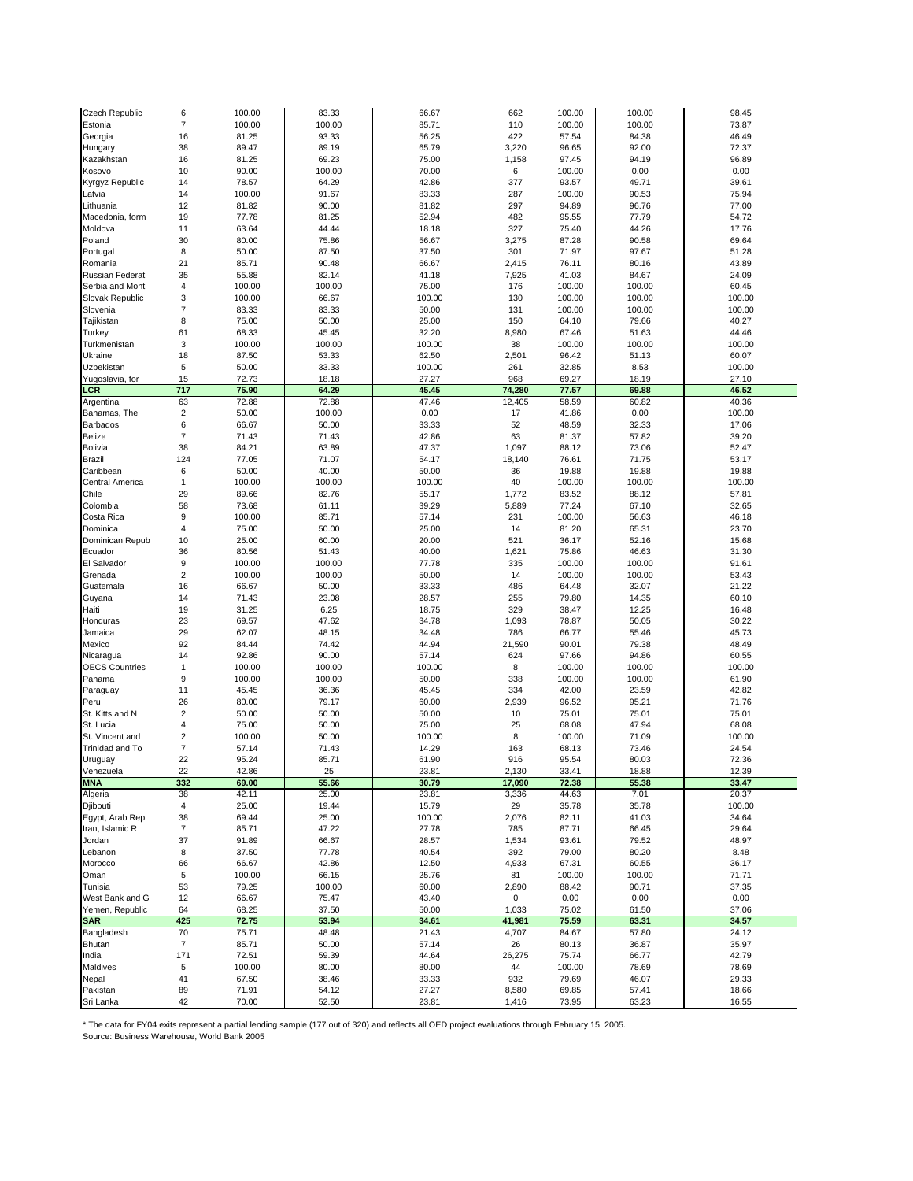| | | | | | | | | |
|---|---|---|---|---|---|---|---|---|
| Czech Republic | 6 | 100.00 | 83.33 | 66.67 | 662 | 100.00 | 100.00 | 98.45 |
| Estonia | 7 | 100.00 | 100.00 | 85.71 | 110 | 100.00 | 100.00 | 73.87 |
| Georgia | 16 | 81.25 | 93.33 | 56.25 | 422 | 57.54 | 84.38 | 46.49 |
| Hungary | 38 | 89.47 | 89.19 | 65.79 | 3,220 | 96.65 | 92.00 | 72.37 |
| Kazakhstan | 16 | 81.25 | 69.23 | 75.00 | 1,158 | 97.45 | 94.19 | 96.89 |
| Kosovo | 10 | 90.00 | 100.00 | 70.00 | 6 | 100.00 | 0.00 | 0.00 |
| Kyrgyz Republic | 14 | 78.57 | 64.29 | 42.86 | 377 | 93.57 | 49.71 | 39.61 |
| Latvia | 14 | 100.00 | 91.67 | 83.33 | 287 | 100.00 | 90.53 | 75.94 |
| Lithuania | 12 | 81.82 | 90.00 | 81.82 | 297 | 94.89 | 96.76 | 77.00 |
| Macedonia, form | 19 | 77.78 | 81.25 | 52.94 | 482 | 95.55 | 77.79 | 54.72 |
| Moldova | 11 | 63.64 | 44.44 | 18.18 | 327 | 75.40 | 44.26 | 17.76 |
| Poland | 30 | 80.00 | 75.86 | 56.67 | 3,275 | 87.28 | 90.58 | 69.64 |
| Portugal | 8 | 50.00 | 87.50 | 37.50 | 301 | 71.97 | 97.67 | 51.28 |
| Romania | 21 | 85.71 | 90.48 | 66.67 | 2,415 | 76.11 | 80.16 | 43.89 |
| Russian Federat | 35 | 55.88 | 82.14 | 41.18 | 7,925 | 41.03 | 84.67 | 24.09 |
| Serbia and Mont | 4 | 100.00 | 100.00 | 75.00 | 176 | 100.00 | 100.00 | 60.45 |
| Slovak Republic | 3 | 100.00 | 66.67 | 100.00 | 130 | 100.00 | 100.00 | 100.00 |
| Slovenia | 7 | 83.33 | 83.33 | 50.00 | 131 | 100.00 | 100.00 | 100.00 |
| Tajikistan | 8 | 75.00 | 50.00 | 25.00 | 150 | 64.10 | 79.66 | 40.27 |
| Turkey | 61 | 68.33 | 45.45 | 32.20 | 8,980 | 67.46 | 51.63 | 44.46 |
| Turkmenistan | 3 | 100.00 | 100.00 | 100.00 | 38 | 100.00 | 100.00 | 100.00 |
| Ukraine | 18 | 87.50 | 53.33 | 62.50 | 2,501 | 96.42 | 51.13 | 60.07 |
| Uzbekistan | 5 | 50.00 | 33.33 | 100.00 | 261 | 32.85 | 8.53 | 100.00 |
| Yugoslavia, for | 15 | 72.73 | 18.18 | 27.27 | 968 | 69.27 | 18.19 | 27.10 |
| **LCR** | **717** | **75.90** | **64.29** | **45.45** | **74,280** | **77.57** | **69.88** | **46.52** |
| Argentina | 63 | 72.88 | 72.88 | 47.46 | 12,405 | 58.59 | 60.82 | 40.36 |
| Bahamas, The | 2 | 50.00 | 100.00 | 0.00 | 17 | 41.86 | 0.00 | 100.00 |
| Barbados | 6 | 66.67 | 50.00 | 33.33 | 52 | 48.59 | 32.33 | 17.06 |
| Belize | 7 | 71.43 | 71.43 | 42.86 | 63 | 81.37 | 57.82 | 39.20 |
| Bolivia | 38 | 84.21 | 63.89 | 47.37 | 1,097 | 88.12 | 73.06 | 52.47 |
| Brazil | 124 | 77.05 | 71.07 | 54.17 | 18,140 | 76.61 | 71.75 | 53.17 |
| Caribbean | 6 | 50.00 | 40.00 | 50.00 | 36 | 19.88 | 19.88 | 19.88 |
| Central America | 1 | 100.00 | 100.00 | 100.00 | 40 | 100.00 | 100.00 | 100.00 |
| Chile | 29 | 89.66 | 82.76 | 55.17 | 1,772 | 83.52 | 88.12 | 57.81 |
| Colombia | 58 | 73.68 | 61.11 | 39.29 | 5,889 | 77.24 | 67.10 | 32.65 |
| Costa Rica | 9 | 100.00 | 85.71 | 57.14 | 231 | 100.00 | 56.63 | 46.18 |
| Dominica | 4 | 75.00 | 50.00 | 25.00 | 14 | 81.20 | 65.31 | 23.70 |
| Dominican Repub | 10 | 25.00 | 60.00 | 20.00 | 521 | 36.17 | 52.16 | 15.68 |
| Ecuador | 36 | 80.56 | 51.43 | 40.00 | 1,621 | 75.86 | 46.63 | 31.30 |
| El Salvador | 9 | 100.00 | 100.00 | 77.78 | 335 | 100.00 | 100.00 | 91.61 |
| Grenada | 2 | 100.00 | 100.00 | 50.00 | 14 | 100.00 | 100.00 | 53.43 |
| Guatemala | 16 | 66.67 | 50.00 | 33.33 | 486 | 64.48 | 32.07 | 21.22 |
| Guyana | 14 | 71.43 | 23.08 | 28.57 | 255 | 79.80 | 14.35 | 60.10 |
| Haiti | 19 | 31.25 | 6.25 | 18.75 | 329 | 38.47 | 12.25 | 16.48 |
| Honduras | 23 | 69.57 | 47.62 | 34.78 | 1,093 | 78.87 | 50.05 | 30.22 |
| Jamaica | 29 | 62.07 | 48.15 | 34.48 | 786 | 66.77 | 55.46 | 45.73 |
| Mexico | 92 | 84.44 | 74.42 | 44.94 | 21,590 | 90.01 | 79.38 | 48.49 |
| Nicaragua | 14 | 92.86 | 90.00 | 57.14 | 624 | 97.66 | 94.86 | 60.55 |
| OECS Countries | 1 | 100.00 | 100.00 | 100.00 | 8 | 100.00 | 100.00 | 100.00 |
| Panama | 9 | 100.00 | 100.00 | 50.00 | 338 | 100.00 | 100.00 | 61.90 |
| Paraguay | 11 | 45.45 | 36.36 | 45.45 | 334 | 42.00 | 23.59 | 42.82 |
| Peru | 26 | 80.00 | 79.17 | 60.00 | 2,939 | 96.52 | 95.21 | 71.76 |
| St. Kitts and N | 2 | 50.00 | 50.00 | 50.00 | 10 | 75.01 | 75.01 | 75.01 |
| St. Lucia | 4 | 75.00 | 50.00 | 75.00 | 25 | 68.08 | 47.94 | 68.08 |
| St. Vincent and | 2 | 100.00 | 50.00 | 100.00 | 8 | 100.00 | 71.09 | 100.00 |
| Trinidad and To | 7 | 57.14 | 71.43 | 14.29 | 163 | 68.13 | 73.46 | 24.54 |
| Uruguay | 22 | 95.24 | 85.71 | 61.90 | 916 | 95.54 | 80.03 | 72.36 |
| Venezuela | 22 | 42.86 | 25 | 23.81 | 2,130 | 33.41 | 18.88 | 12.39 |
| **MNA** | **332** | **69.00** | **55.66** | **30.79** | **17,090** | **72.38** | **55.38** | **33.47** |
| Algeria | 38 | 42.11 | 25.00 | 23.81 | 3,336 | 44.63 | 7.01 | 20.37 |
| Djibouti | 4 | 25.00 | 19.44 | 15.79 | 29 | 35.78 | 35.78 | 100.00 |
| Egypt, Arab Rep | 38 | 69.44 | 25.00 | 100.00 | 2,076 | 82.11 | 41.03 | 34.64 |
| Iran, Islamic R | 7 | 85.71 | 47.22 | 27.78 | 785 | 87.71 | 66.45 | 29.64 |
| Jordan | 37 | 91.89 | 66.67 | 28.57 | 1,534 | 93.61 | 79.52 | 48.97 |
| Lebanon | 8 | 37.50 | 77.78 | 40.54 | 392 | 79.00 | 80.20 | 8.48 |
| Morocco | 66 | 66.67 | 42.86 | 12.50 | 4,933 | 67.31 | 60.55 | 36.17 |
| Oman | 5 | 100.00 | 66.15 | 25.76 | 81 | 100.00 | 100.00 | 71.71 |
| Tunisia | 53 | 79.25 | 100.00 | 60.00 | 2,890 | 88.42 | 90.71 | 37.35 |
| West Bank and G | 12 | 66.67 | 75.47 | 43.40 | 0 | 0.00 | 0.00 | 0.00 |
| Yemen, Republic | 64 | 68.25 | 37.50 | 50.00 | 1,033 | 75.02 | 61.50 | 37.06 |
| **SAR** | **425** | **72.75** | **53.94** | **34.61** | **41,981** | **75.59** | **63.31** | **34.57** |
| Bangladesh | 70 | 75.71 | 48.48 | 21.43 | 4,707 | 84.67 | 57.80 | 24.12 |
| Bhutan | 7 | 85.71 | 50.00 | 57.14 | 26 | 80.13 | 36.87 | 35.97 |
| India | 171 | 72.51 | 59.39 | 44.64 | 26,275 | 75.74 | 66.77 | 42.79 |
| Maldives | 5 | 100.00 | 80.00 | 80.00 | 44 | 100.00 | 78.69 | 78.69 |
| Nepal | 41 | 67.50 | 38.46 | 33.33 | 932 | 79.69 | 46.07 | 29.33 |
| Pakistan | 89 | 71.91 | 54.12 | 27.27 | 8,580 | 69.85 | 57.41 | 18.66 |
| Sri Lanka | 42 | 70.00 | 52.50 | 23.81 | 1,416 | 73.95 | 63.23 | 16.55 |

* The data for FY04 exits represent a partial lending sample (177 out of 320) and reflects all OED project evaluations through February 15, 2005.
Source: Business Warehouse, World Bank 2005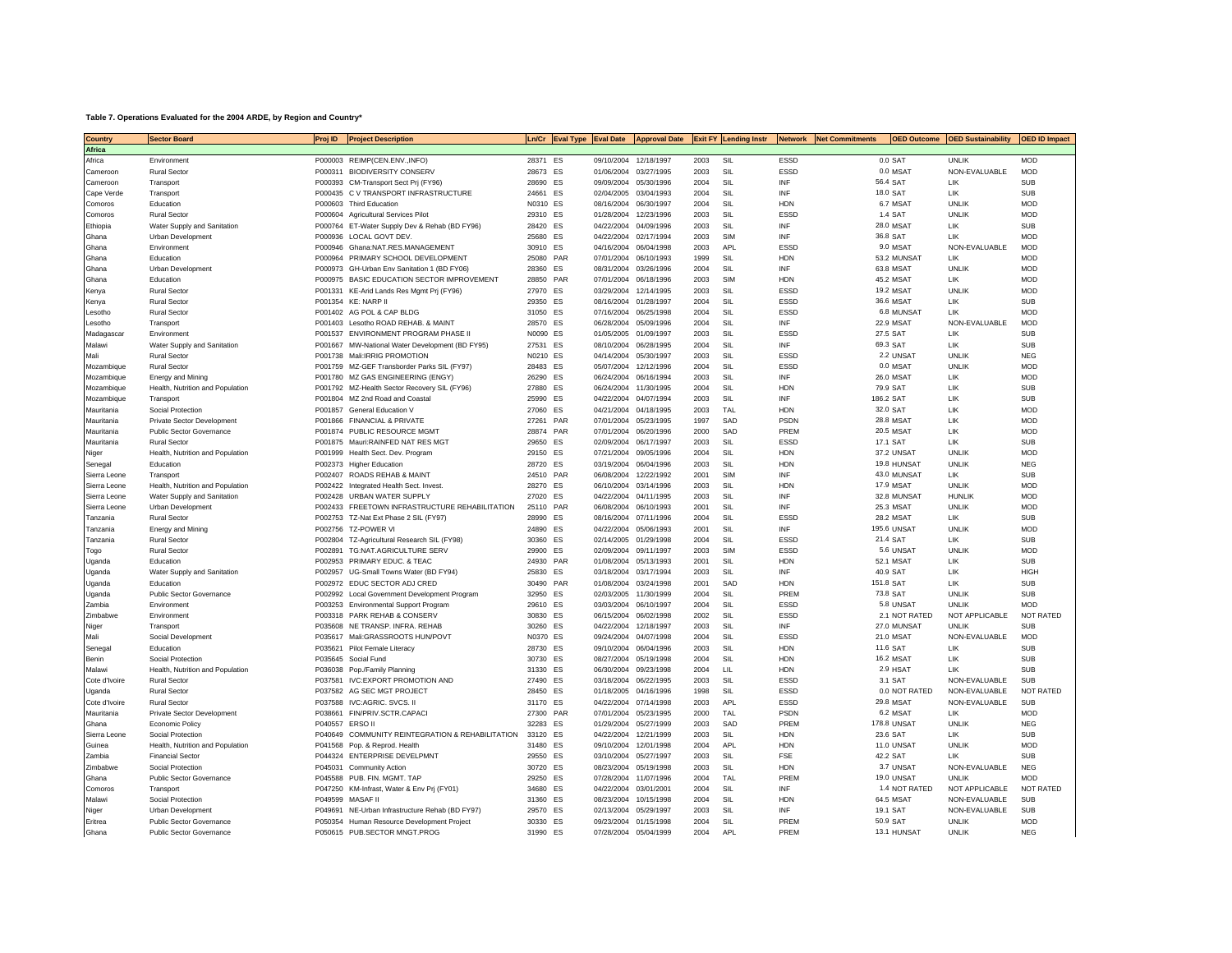**Table 7. Operations Evaluated for the 2004 ARDE, by Region and Country***

| Country | Sector Board | Proj ID | Project Description | Ln/Cr | Eval Type | Eval Date | Approval Date | Exit FY | Lending Instr | Network | Net Commitments | OED Outcome | OED Sustainability | OED ID Impact |
|---|---|---|---|---|---|---|---|---|---|---|---|---|---|---|
| **Africa** | | | | | | | | | | | | | | |
| Africa | Environment | P000003 | REIMP(CEN.ENV.,INFO) | 28371 | ES | 09/10/2004 | 12/18/1997 | 2003 | SIL | ESSD | 0.0 | SAT | UNLIK | MOD |
| Cameroon | Rural Sector | P000311 | BIODIVERSITY CONSERV | 28673 | ES | 01/06/2004 | 03/27/1995 | 2003 | SIM | ESSD | 0.0 | MSAT | NON-EVALUABLE | MOD |
| Cameroon | Transport | P000393 | CM-Transport Sect Prj (FY96) | 28690 | ES | 09/09/2004 | 05/30/1996 | 2004 | SIL | INF | 56.4 | SAT | LIK | SUB |
| Cape Verde | Transport | P000435 | C V TRANSPORT INFRASTRUCTURE | 24661 | ES | 02/04/2005 | 03/04/1993 | 2003 | SIL | INF | 18.0 | SAT | LIK | SUB |
| Comoros | Education | P000603 | Third Education | N0310 | ES | 08/16/2004 | 06/30/1997 | 2004 | SIL | HDN | 6.7 | MSAT | UNLIK | MOD |
| Comoros | Rural Sector | P000604 | Agricultural Services Pilot | 29310 | ES | 01/28/2004 | 12/23/1996 | 2003 | SIL | ESSD | 1.4 | SAT | UNLIK | MOD |
| Ethiopia | Water Supply and Sanitation | P000764 | ET-Water Supply Dev & Rehab (BD FY96) | 28420 | ES | 04/22/2004 | 04/09/1996 | 2003 | SIL | INF | 28.0 | MSAT | LIK | SUB |
| Ghana | Urban Development | P000936 | LOCAL GOVT DEV. | 25680 | ES | 04/22/2004 | 02/17/1994 | 2003 | SIM | INF | 36.8 | SAT | LIK | MOD |
| Ghana | Environment | P000946 | Ghana:NAT.RES.MANAGEMENT | 30910 | ES | 04/16/2004 | 06/04/1998 | 2003 | APL | ESSD | 9.0 | MSAT | NON-EVALUABLE | MOD |
| Ghana | Education | P000964 | PRIMARY SCHOOL DEVELOPMENT | 25080 | PAR | 07/01/2004 | 06/10/1993 | 1999 | SIL | HDN | 53.2 | MUNSAT | LIK | MOD |
| Ghana | Urban Development | P000973 | GH-Urban Env Sanitation 1 (BD FY06) | 28360 | ES | 08/31/2004 | 03/26/1996 | 2004 | SIL | INF | 63.8 | MSAT | UNLIK | MOD |
| Ghana | Education | P000975 | BASIC EDUCATION SECTOR IMPROVEMENT | 28850 | PAR | 07/01/2004 | 06/18/1996 | 2003 | SIM | HDN | 45.2 | MSAT | LIK | MOD |
| Kenya | Rural Sector | P001331 | KE-Arid Lands Res Mgmt Prj (FY96) | 27970 | ES | 03/29/2004 | 12/14/1995 | 2003 | SIL | ESSD | 19.2 | MSAT | UNLIK | MOD |
| Kenya | Rural Sector | P001354 | KE: NARP II | 29350 | ES | 08/16/2004 | 01/28/1997 | 2004 | SIL | ESSD | 36.6 | MSAT | LIK | SUB |
| Lesotho | Rural Sector | P001402 | AG POL & CAP BLDG | 31050 | ES | 07/16/2004 | 06/25/1998 | 2004 | SIL | ESSD | 6.8 | MUNSAT | LIK | MOD |
| Lesotho | Transport | P001403 | Lesotho ROAD REHAB. & MAINT | 28570 | ES | 06/28/2004 | 05/09/1996 | 2004 | SIL | INF | 22.9 | MSAT | NON-EVALUABLE | MOD |
| Madagascar | Environment | P001537 | ENVIRONMENT PROGRAM PHASE II | N0090 | ES | 01/05/2005 | 01/09/1997 | 2003 | SIL | ESSD | 27.5 | SAT | LIK | SUB |
| Malawi | Water Supply and Sanitation | P001667 | MW-National Water Development (BD FY95) | 27531 | ES | 08/10/2004 | 06/28/1995 | 2004 | SIL | INF | 69.3 | SAT | LIK | SUB |
| Mali | Rural Sector | P001738 | Mali:IRRIG PROMOTION | N0210 | ES | 04/14/2004 | 05/30/1997 | 2003 | SIL | ESSD | 2.2 | UNSAT | UNLIK | NEG |
| Mozambique | Rural Sector | P001759 | MZ-GEF Transborder Parks SIL (FY97) | 28483 | ES | 05/07/2004 | 12/12/1996 | 2004 | SIL | ESSD | 0.0 | MSAT | UNLIK | MOD |
| Mozambique | Energy and Mining | P001780 | MZ GAS ENGINEERING (ENGY) | 26290 | ES | 06/24/2004 | 06/16/1994 | 2003 | SIL | INF | 26.0 | MSAT | LIK | MOD |
| Mozambique | Health, Nutrition and Population | P001792 | MZ-Health Sector Recovery SIL (FY96) | 27880 | ES | 06/24/2004 | 11/30/1995 | 2004 | SIL | HDN | 79.9 | SAT | LIK | SUB |
| Mozambique | Transport | P001804 | MZ 2nd Road and Coastal | 25990 | ES | 04/22/2004 | 04/07/1994 | 2003 | SIL | INF | 186.2 | SAT | LIK | SUB |
| Mauritania | Social Protection | P001857 | General Education V | 27060 | ES | 04/21/2004 | 04/18/1995 | 2003 | TAL | HDN | 32.0 | SAT | LIK | MOD |
| Mauritania | Private Sector Development | P001866 | FINANCIAL & PRIVATE | 27261 | PAR | 07/01/2004 | 05/23/1995 | 1997 | SAD | PSDN | 28.8 | MSAT | LIK | MOD |
| Mauritania | Public Sector Governance | P001874 | PUBLIC RESOURCE MGMT | 28874 | PAR | 07/01/2004 | 06/20/1996 | 2000 | SAD | PREM | 20.5 | MSAT | LIK | MOD |
| Mauritania | Rural Sector | P001875 | Mauri:RAINFED NAT RES MGT | 29650 | ES | 02/09/2004 | 06/17/1997 | 2003 | SIL | ESSD | 17.1 | SAT | LIK | SUB |
| Niger | Health, Nutrition and Population | P001999 | Health Sect. Dev. Program | 29150 | ES | 07/21/2004 | 09/05/1996 | 2004 | SIL | HDN | 37.2 | UNSAT | UNLIK | MOD |
| Senegal | Education | P002373 | Higher Education | 28720 | ES | 03/19/2004 | 06/04/1996 | 2003 | SIL | HDN | 19.8 | HUNSAT | UNLIK | NEG |
| Sierra Leone | Transport | P002407 | ROADS REHAB & MAINT | 24510 | PAR | 06/08/2004 | 12/22/1992 | 2001 | SIM | INF | 43.0 | MUNSAT | LIK | SUB |
| Sierra Leone | Health, Nutrition and Population | P002422 | Integrated Health Sect. Invest. | 28270 | ES | 06/10/2004 | 03/14/1996 | 2003 | SIL | HDN | 17.9 | MSAT | UNLIK | MOD |
| Sierra Leone | Water Supply and Sanitation | P002428 | URBAN WATER SUPPLY | 27020 | ES | 04/22/2004 | 04/11/1995 | 2003 | SIL | INF | 32.8 | MUNSAT | HUNLIK | MOD |
| Sierra Leone | Urban Development | P002433 | FREETOWN INFRASTRUCTURE REHABILITATION | 25110 | PAR | 06/08/2004 | 06/10/1993 | 2001 | SIL | INF | 25.3 | MSAT | UNLIK | MOD |
| Tanzania | Rural Sector | P002753 | TZ-Nat Ext Phase 2 SIL (FY97) | 28990 | ES | 08/16/2004 | 07/11/1996 | 2004 | SIL | ESSD | 28.2 | MSAT | LIK | SUB |
| Tanzania | Energy and Mining | P002756 | TZ-POWER VI | 24890 | ES | 04/22/2004 | 05/06/1993 | 2001 | SIL | INF | 195.6 | UNSAT | UNLIK | MOD |
| Tanzania | Rural Sector | P002804 | TZ-Agricultural Research SIL (FY98) | 30360 | ES | 02/14/2005 | 01/29/1998 | 2004 | SIL | ESSD | 21.4 | SAT | LIK | SUB |
| Togo | Rural Sector | P002891 | TG:NAT.AGRICULTURE SERV | 29900 | ES | 02/09/2004 | 09/11/1997 | 2003 | SIM | ESSD | 5.6 | UNSAT | UNLIK | MOD |
| Uganda | Education | P002953 | PRIMARY EDUC. & TEAC | 24930 | PAR | 01/08/2004 | 05/13/1993 | 2001 | SIL | HDN | 52.1 | MSAT | LIK | SUB |
| Uganda | Water Supply and Sanitation | P002957 | UG-Small Towns Water (BD FY94) | 25830 | ES | 03/18/2004 | 03/17/1994 | 2003 | SIL | INF | 40.9 | SAT | LIK | HIGH |
| Uganda | Education | P002972 | EDUC SECTOR ADJ CRED | 30490 | PAR | 01/08/2004 | 03/24/1998 | 2001 | SAD | HDN | 151.8 | SAT | LIK | SUB |
| Uganda | Public Sector Governance | P002992 | Local Government Development Program | 32950 | ES | 02/03/2005 | 11/30/1999 | 2004 | SIL | PREM | 73.8 | SAT | UNLIK | SUB |
| Zambia | Environment | P003253 | Environmental Support Program | 29610 | ES | 03/03/2004 | 06/10/1997 | 2004 | SIL | ESSD | 5.8 | UNSAT | UNLIK | MOD |
| Zimbabwe | Environment | P003318 | PARK REHAB & CONSERV | 30830 | ES | 06/15/2004 | 06/02/1998 | 2002 | SIL | ESSD | 2.1 | NOT RATED | NOT APPLICABLE | NOT RATED |
| Niger | Transport | P035608 | NE TRANSP. INFRA. REHAB | 30260 | ES | 04/22/2004 | 12/18/1997 | 2003 | SIL | INF | 27.0 | MUNSAT | UNLIK | SUB |
| Mali | Social Development | P035617 | Mali:GRASSROOTS HUN/POVT | N0370 | ES | 09/24/2004 | 04/07/1998 | 2004 | SIL | ESSD | 21.0 | MSAT | NON-EVALUABLE | MOD |
| Senegal | Education | P035621 | Pilot Female Literacy | 28730 | ES | 09/10/2004 | 06/04/1996 | 2003 | SIL | HDN | 11.6 | SAT | LIK | SUB |
| Benin | Social Protection | P035645 | Social Fund | 30730 | ES | 08/27/2004 | 05/19/1998 | 2004 | SIL | HDN | 16.2 | MSAT | LIK | SUB |
| Malawi | Health, Nutrition and Population | P036038 | Pop./Family Planning | 31330 | ES | 06/30/2004 | 09/23/1998 | 2004 | LIL | HDN | 2.9 | HSAT | LIK | SUB |
| Cote d'Ivoire | Rural Sector | P037581 | IVC:EXPORT PROMOTION AND | 27490 | ES | 03/18/2004 | 06/22/1995 | 2003 | SIL | ESSD | 3.1 | SAT | NON-EVALUABLE | SUB |
| Uganda | Rural Sector | P037582 | AG SEC MGT PROJECT | 28450 | ES | 01/18/2005 | 04/16/1996 | 1998 | SIL | ESSD | 0.0 | NOT RATED | NON-EVALUABLE | NOT RATED |
| Cote d'Ivoire | Rural Sector | P037588 | IVC:AGRIC. SVCS. II | 31170 | ES | 04/22/2004 | 07/14/1998 | 2003 | APL | ESSD | 29.8 | MSAT | NON-EVALUABLE | SUB |
| Mauritania | Private Sector Development | P038661 | FIN/PRIV.SCTR.CAPACI | 27300 | PAR | 07/01/2004 | 05/23/1995 | 2000 | TAL | PSDN | 6.2 | MSAT | LIK | MOD |
| Ghana | Economic Policy | P040557 | ERSO II | 32283 | ES | 01/29/2004 | 05/27/1999 | 2003 | SAD | PREM | 178.8 | UNSAT | UNLIK | NEG |
| Sierra Leone | Social Protection | P040649 | COMMUNITY REINTEGRATION & REHABILITATION | 33120 | ES | 04/22/2004 | 12/21/1999 | 2003 | SIL | HDN | 23.6 | SAT | LIK | SUB |
| Guinea | Health, Nutrition and Population | P041568 | Pop. & Reprod. Health | 31480 | ES | 09/10/2004 | 12/01/1998 | 2004 | APL | HDN | 11.0 | UNSAT | UNLIK | MOD |
| Zambia | Financial Sector | P044324 | ENTERPRISE DEVELPMNT | 29550 | ES | 03/10/2004 | 05/27/1997 | 2003 | SIL | FSE | 42.2 | SAT | LIK | SUB |
| Zimbabwe | Social Protection | P045031 | Community Action | 30720 | ES | 08/23/2004 | 05/19/1998 | 2003 | SIL | HDN | 3.7 | UNSAT | NON-EVALUABLE | NEG |
| Ghana | Public Sector Governance | P045588 | PUB. FIN. MGMT. TAP | 29250 | ES | 07/28/2004 | 11/07/1996 | 2004 | TAL | PREM | 19.0 | UNSAT | UNLIK | MOD |
| Comoros | Transport | P047250 | KM-Infrast, Water & Env Prj (FY01) | 34680 | ES | 04/22/2004 | 03/01/2001 | 2004 | SIL | INF | 1.4 | NOT RATED | NOT APPLICABLE | NOT RATED |
| Malawi | Social Protection | P049599 | MASAF II | 31360 | ES | 08/23/2004 | 10/15/1998 | 2004 | SIL | HDN | 64.5 | MSAT | NON-EVALUABLE | SUB |
| Niger | Urban Development | P049691 | NE-Urban Infrastructure Rehab (BD FY97) | 29570 | ES | 02/13/2004 | 05/29/1997 | 2003 | SIL | INF | 19.1 | SAT | NON-EVALUABLE | SUB |
| Eritrea | Public Sector Governance | P050354 | Human Resource Development Project | 30330 | ES | 09/23/2004 | 01/15/1998 | 2004 | SIL | PREM | 50.9 | SAT | UNLIK | MOD |
| Ghana | Public Sector Governance | P050615 | PUB.SECTOR MNGT.PROG | 31990 | ES | 07/28/2004 | 05/04/1999 | 2004 | APL | PREM | 13.1 | HUNSAT | UNLIK | NEG |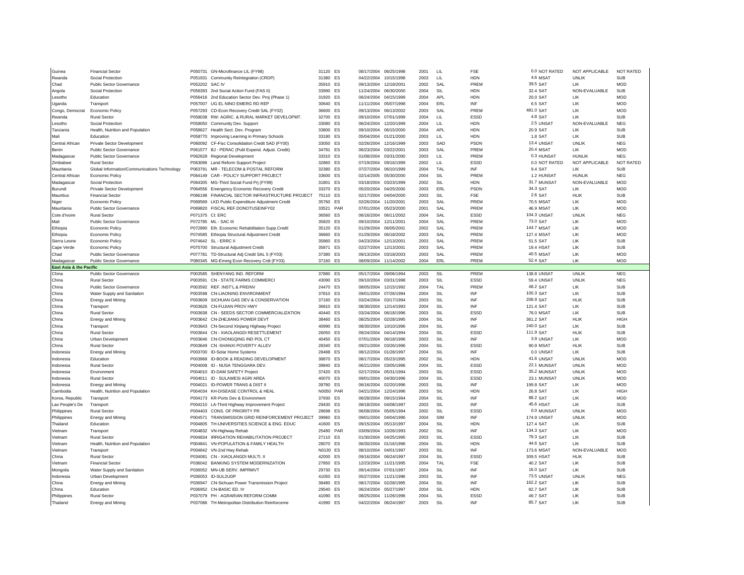| | | | | | | | | | | | | | | |
|---|---|---|---|---|---|---|---|---|---|---|---|---|---|---|
| Guinea | Financial Sector | P050731 | GN-Microfinance LIL (FY98) | 31120 | ES | 08/17/2004 | 06/25/1998 | 2001 | LIL | FSE | 0.0 | NOT RATED | NOT APPLICABLE | NOT RATED |
| Rwanda | Social Protection | P051931 | Community Reintegration (CRDP) | 31380 | ES | 04/22/2004 | 10/15/1998 | 2003 | LIL | HDN | 4.6 | MSAT | UNLIK | SUB |
| Chad | Public Sector Governance | P052202 | SAC IV | 35910 | ES | 09/13/2004 | 12/18/2001 | 2002 | SAL | PREM | 39.5 | SAT | LIK | MOD |
| Angola | Social Protection | P056393 | 2nd Social Action Fund (FAS II) | 33990 | ES | 11/24/2004 | 06/30/2000 | 2004 | SIL | HDN | 32.4 | SAT | NON-EVALUABLE | SUB |
| Lesotho | Education | P056416 | 2nd Education Sector Dev. Proj (Phase 1) | 31920 | ES | 06/24/2004 | 04/15/1999 | 2004 | APL | HDN | 20.0 | SAT | LIK | MOD |
| Uganda | Transport | P057007 | UG EL NINO EMERG RD REP | 30640 | ES | 11/11/2004 | 05/07/1998 | 2004 | ERL | INF | 6.5 | SAT | LIK | MOD |
| Congo, Democrat | Economic Policy | P057293 | CD-Econ Recovery Credit SAL (FY02) | 36600 | ES | 09/13/2004 | 06/13/2002 | 2003 | SAL | PREM | 481.0 | SAT | LIK | MOD |
| Rwanda | Rural Sector | P058038 | RW: AGRIC. & RURAL MARKET DEVELOPMT. | 32700 | ES | 09/10/2004 | 07/01/1999 | 2004 | LIL | ESSD | 4.8 | SAT | LIK | SUB |
| Lesotho | Social Protection | P058050 | Community Dev. Support | 33080 | ES | 06/24/2004 | 12/20/1999 | 2004 | LIL | HDN | 2.5 | UNSAT | NON-EVALUABLE | NEG |
| Tanzania | Health, Nutrition and Population | P058627 | Health Sect. Dev. Program | 33800 | ES | 09/10/2004 | 06/15/2000 | 2004 | APL | HDN | 20.9 | SAT | LIK | SUB |
| Mali | Education | P058770 | Improving Learning in Primary Schools | 33180 | ES | 05/04/2004 | 01/21/2000 | 2003 | LIL | HDN | 1.8 | SAT | LIK | SUB |
| Central African | Private Sector Development | P060092 | CF-Fisc Consolidation Credit SAD (FY00) | 33050 | ES | 02/26/2004 | 12/16/1999 | 2003 | SAD | PSDN | 13.4 | UNSAT | UNLIK | NEG |
| Benin | Public Sector Governance | P061577 | BJ - PERAC (Publ Expend. Adjust. Credit) | 34791 | ES | 06/23/2004 | 03/22/2001 | 2003 | SAL | PREM | 20.4 | MSAT | LIK | MOD |
| Madagascar | Public Sector Governance | P062628 | Regional Development | 33310 | ES | 01/08/2004 | 03/31/2000 | 2003 | LIL | PREM | 0.3 | HUNSAT | HUNLIK | NEG |
| Zimbabwe | Rural Sector | P063096 | Land Reform Support Project | 32860 | ES | 07/19/2004 | 09/16/1999 | 2002 | LIL | ESSD | 0.0 | NOT RATED | NOT APPLICABLE | NOT RATED |
| Mauritania | Global Information/Communications Technology | P063791 | MR - TELECOM & POSTAL REFORM | 32380 | ES | 07/27/2004 | 06/10/1999 | 2004 | TAL | INF | 9.4 | SAT | LIK | SUB |
| Central African | Economic Policy | P064149 | CAR - POLICY SUPPORT PROJECT | 33600 | ES | 02/14/2005 | 05/30/2000 | 2004 | SIL | PREM | 1.2 | HUNSAT | HUNLIK | NEG |
| Madagascar | Social Protection | P064305 | MG-Third Social Fund Prj (FY99) | 31801 | ES | 03/18/2004 | 03/23/1999 | 2002 | SIL | HDN | 31.7 | MUNSAT | NON-EVALUABLE | MOD |
| Burundi | Private Sector Development | P064556 | Emergency Economic Recovery Credit | 33370 | ES | 05/20/2004 | 04/25/2000 | 2003 | ERL | PSDN | 34.3 | SAT | LIK | MOD |
| Mauritius | Financial Sector | P066198 | FINANCIAL SECTOR INFRASTRUCTURE PROJECT | 70110 | ES | 02/17/2004 | 04/04/2000 | 2003 | SIL | FSE | 2.6 | SAT | HLIK | SUB |
| Niger | Economic Policy | P069569 | LKD Public Expenditure Adjustment Credit | 35760 | ES | 02/26/2004 | 11/20/2001 | 2003 | SAL | PREM | 70.5 | MSAT | LIK | MOD |
| Mauritania | Public Sector Governance | P069820 | FISCAL REF.DONOTUSEINFY02 | 33521 | PAR | 07/01/2004 | 05/23/2000 | 2001 | SAL | PREM | 46.9 | MSAT | LIK | MOD |
| Cote d'Ivoire | Rural Sector | P071375 | CI: ERC | 36560 | ES | 06/16/2004 | 06/11/2002 | 2004 | SAL | ESSD | 104.3 | UNSAT | UNLIK | NEG |
| Mali | Public Sector Governance | P072785 | ML - SAC III | 35820 | ES | 09/10/2004 | 12/11/2001 | 2004 | SAL | PREM | 73.0 | SAT | LIK | MOD |
| Ethiopia | Economic Policy | P072890 | Eth. Economic Rehabilitation Supp.Credit | 35120 | ES | 01/29/2004 | 06/05/2001 | 2002 | SAL | PREM | 144.7 | MSAT | LIK | MOD |
| Ethiopia | Economic Policy | P074585 | Ethiopia Structural Adjustment Credit | 36660 | ES | 01/29/2004 | 06/18/2002 | 2003 | SAL | PREM | 127.4 | MSAT | LIK | MOD |
| Sierra Leone | Economic Policy | P074642 | SL - ERRC II | 35860 | ES | 04/23/2004 | 12/13/2001 | 2003 | SAL | PREM | 51.5 | SAT | LIK | SUB |
| Cape Verde | Economic Policy | P075700 | Structural Adjustment Credit | 35871 | ES | 02/27/2004 | 12/13/2001 | 2003 | SAL | PREM | 19.4 | HSAT | LIK | SUB |
| Chad | Public Sector Governance | P077781 | TD-Structural Adj Credit SAL 5 (FY03) | 37380 | ES | 09/13/2004 | 03/18/2003 | 2003 | SAL | PREM | 40.5 | MSAT | LIK | MOD |
| Madagascar | Public Sector Governance | P080345 | MG-Emerg Econ Recovery Crdt (FY03) | 37160 | ES | 08/09/2004 | 11/14/2002 | 2004 | ERL | PREM | 52.4 | SAT | LIK | MOD |
| **East Asia & the Pacific** | | | | | | | | | | | | | | |
| China | Public Sector Governance | P003585 | SHENYANG IND. REFORM | 37880 | ES | 05/17/2004 | 09/06/1994 | 2003 | SIL | PREM | 138.8 | UNSAT | UNLIK | NEG |
| China | Rural Sector | P003591 | CN - STATE FARMS COMMERCI | 43090 | ES | 09/10/2004 | 03/31/1998 | 2003 | SIL | ESSD | 59.4 | UNSAT | UNLIK | NEG |
| China | Public Sector Governance | P003592 | REF. INST'L.& PREINV | 24470 | ES | 08/05/2004 | 12/15/1992 | 2004 | TAL | PREM | 48.2 | SAT | LIK | SUB |
| China | Water Supply and Sanitation | P003598 | CN-LIAONING ENVIRONMENT | 37810 | ES | 09/01/2004 | 07/26/1994 | 2004 | SIL | INF | 100.3 | SAT | LIK | SUB |
| China | Energy and Mining | P003609 | SICHUAN GAS DEV & CONSERVATION | 37160 | ES | 03/24/2004 | 03/17/1994 | 2003 | SIL | INF | 208.9 | SAT | HLIK | SUB |
| China | Transport | P003626 | CN-FUJIAN PROV HWY | 36810 | ES | 08/30/2004 | 12/14/1993 | 2004 | SIL | INF | 121.4 | SAT | LIK | SUB |
| China | Rural Sector | P003638 | CN - SEEDS SECTOR COMMERCIALIZATION | 40440 | ES | 03/24/2004 | 06/18/1996 | 2003 | SIL | ESSD | 76.0 | MSAT | LIK | SUB |
| China | Energy and Mining | P003642 | CN-ZHEJIANG POWER DEVT | 38460 | ES | 08/25/2004 | 02/28/1995 | 2004 | SIL | INF | 361.2 | SAT | HLIK | HIGH |
| China | Transport | P003643 | CN-Second Xinjiang Highway Project | 40990 | ES | 08/30/2004 | 10/10/1996 | 2004 | SIL | INF | 240.0 | SAT | LIK | SUB |
| China | Rural Sector | P003644 | CN - XIAOLANGDI RESETTLEMENT | 26050 | ES | 09/24/2004 | 04/14/1994 | 2004 | SIL | ESSD | 111.9 | SAT | HLIK | SUB |
| China | Urban Development | P003646 | CN-CHONGQING IND POL CT | 40450 | ES | 07/01/2004 | 06/18/1996 | 2003 | SIL | INF | 3.9 | UNSAT | LIK | MOD |
| China | Rural Sector | P003649 | CN -SHANXI POVERTY ALLEV | 28340 | ES | 09/21/2004 | 03/26/1996 | 2004 | SIL | ESSD | 90.9 | MSAT | HLIK | SUB |
| Indonesia | Energy and Mining | P003700 | ID-Solar Home Systems | 28488 | ES | 08/12/2004 | 01/28/1997 | 2004 | SIL | INF | 0.0 | UNSAT | LIK | SUB |
| Indonesia | Education | P003968 | ID-BOOK & READING DEVELOPMENT | 38870 | ES | 08/17/2004 | 05/23/1995 | 2002 | SIL | HDN | 41.6 | UNSAT | UNLIK | MOD |
| Indonesia | Rural Sector | P004008 | ID - NUSA TENGGARA DEV. | 39840 | ES | 06/21/2004 | 03/05/1996 | 2004 | SIL | ESSD | 22.1 | MUNSAT | UNLIK | MOD |
| Indonesia | Environment | P004010 | ID-DAM SAFETY Project | 37420 | ES | 02/17/2004 | 05/31/1994 | 2003 | SIL | ESSD | 35.2 | MUNSAT | UNLIK | MOD |
| Indonesia | Rural Sector | P004011 | ID - SULAWESI AGRI AREA | 40070 | ES | 09/01/2004 | 04/30/1996 | 2004 | SIL | ESSD | 23.1 | MUNSAT | UNLIK | MOD |
| Indonesia | Energy and Mining | P004021 | ID-POWER TRANS & DIST II | 39780 | ES | 06/16/2004 | 02/20/1996 | 2003 | SIL | INF | 199.8 | SAT | LIK | MOD |
| Cambodia | Health, Nutrition and Population | P004034 | KH-DISEASE CONTROL & HEAL | N0050 | PAR | 04/21/2004 | 12/24/1996 | 2003 | SIL | HDN | 26.8 | SAT | LIK | HIGH |
| Korea, Republic | Transport | P004173 | KR-Ports Dev & Environment | 37930 | ES | 06/28/2004 | 09/15/1994 | 2004 | SIL | INF | 88.2 | SAT | LIK | MOD |
| Lao People's De | Transport | P004210 | LA-Third Highway Improvement Project | 29430 | ES | 08/18/2004 | 04/08/1997 | 2003 | SIL | INF | 45.6 | HSAT | LIK | SUB |
| Philippines | Rural Sector | P004403 | CONS. OF PRIORITY PR | 28698 | ES | 06/08/2004 | 05/05/1994 | 2002 | SIL | ESSD | 0.0 | MUNSAT | UNLIK | MOD |
| Philippines | Energy and Mining | P004571 | TRANSMISSION GRID REINFORCEMENT PROJECT | 39960 | ES | 09/01/2004 | 04/04/1996 | 2004 | SIM | INF | 174.9 | UNSAT | UNLIK | MOD |
| Thailand | Education | P004805 | TH-UNIVERSITIES SCIENCE & ENG. EDUC | 41600 | ES | 09/15/2004 | 05/13/1997 | 2004 | SIL | HDN | 127.4 | SAT | LIK | SUB |
| Vietnam | Transport | P004832 | VN-Highway Rehab | 25490 | PAR | 03/09/2004 | 10/26/1993 | 2002 | SIL | INF | 134.3 | SAT | LIK | MOD |
| Vietnam | Rural Sector | P004834 | IRRIGATION REHABILITATION PROJECT | 27110 | ES | 01/30/2004 | 04/25/1995 | 2003 | SIL | ESSD | 79.3 | SAT | LIK | SUB |
| Vietnam | Health, Nutrition and Population | P004841 | VN-POPULATION & FAMILY HEALTH | 28070 | ES | 06/30/2004 | 01/16/1996 | 2004 | SIL | HDN | 44.6 | SAT | LIK | SUB |
| Vietnam | Transport | P004842 | VN-2nd Hwy Rehab | N0130 | ES | 08/10/2004 | 04/01/1997 | 2003 | SIL | INF | 173.6 | MSAT | NON-EVALUABLE | MOD |
| China | Rural Sector | P034081 | CN - XIAOLANGDI MULTI. II | 42000 | ES | 09/16/2004 | 06/24/1997 | 2004 | SIL | ESSD | 309.5 | HSAT | HLIK | SUB |
| Vietnam | Financial Sector | P036042 | BANKING SYSTEM MODERNIZATION | 27850 | ES | 12/23/2004 | 11/21/1995 | 2004 | TAL | FSE | 40.2 | SAT | LIK | SUB |
| Mongolia | Water Supply and Sanitation | P036052 | MN-UB SERV. IMPRMVT | 29730 | ES | 09/14/2004 | 07/01/1997 | 2004 | SIL | INF | 16.0 | SAT | LIK | SUB |
| Indonesia | Urban Development | P036053 | ID-SUL2UDP | 41050 | ES | 05/27/2004 | 11/21/1996 | 2003 | SIL | INF | 73.5 | UNSAT | UNLIK | NEG |
| China | Energy and Mining | P036947 | CN-Sichuan Power Transmission Project | 38480 | ES | 08/17/2004 | 02/28/1995 | 2004 | SIL | INF | 162.2 | SAT | LIK | SUB |
| China | Education | P036952 | CN-BASIC ED. IV | 29540 | ES | 06/24/2004 | 05/27/1997 | 2004 | SIL | HDN | 82.7 | SAT | LIK | SUB |
| Philippines | Rural Sector | P037079 | PH - AGRARIAN REFORM COMM | 41090 | ES | 08/25/2004 | 11/26/1996 | 2004 | SIL | ESSD | 49.7 | SAT | LIK | SUB |
| Thailand | Energy and Mining | P037086 | TH-Metropolitan Distribution Reinforceme | 41990 | ES | 04/22/2004 | 06/24/1997 | 2003 | SIL | INF | 85.7 | SAT | LIK | SUB |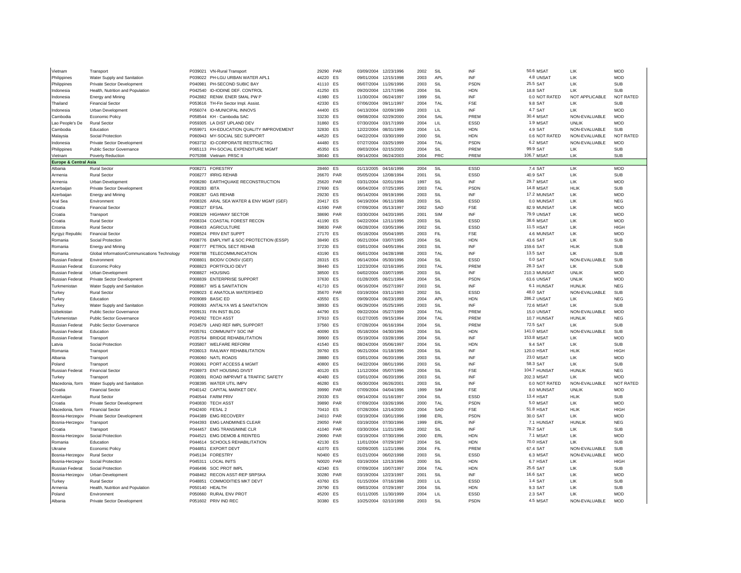| | | | | | | | | | | | | | | |
|---|---|---|---|---|---|---|---|---|---|---|---|---|---|---|
| Vietnam | Transport | P039021 | VN-Rural Transport | 29290 | PAR | 03/09/2004 | 12/23/1996 | 2002 | SIL | INF | 50.6 | MSAT | LIK | MOD |
| Philippines | Water Supply and Sanitation | P039022 | PH-LGU URBAN WATER APL1 | 44220 | ES | 09/01/2004 | 12/15/1998 | 2003 | APL | INF | 4.8 | UNSAT | LIK | MOD |
| Philippines | Private Sector Development | P040981 | PH-SECOND SUBIC BAY | 41110 | ES | 06/07/2004 | 11/26/1996 | 2003 | SIL | PSDN | 25.5 | SAT | LIK | SUB |
| Indonesia | Health, Nutrition and Population | P042540 | ID-IODINE DEF. CONTROL | 41250 | ES | 09/20/2004 | 12/17/1996 | 2004 | SIL | HDN | 18.8 | SAT | LIK | SUB |
| Indonesia | Energy and Mining | P042882 | RENW. ENER SMAL PW P | 41980 | ES | 11/30/2004 | 06/24/1997 | 1999 | SIL | INF | 0.0 | NOT RATED | NOT APPLICABLE | NOT RATED |
| Thailand | Financial Sector | P053616 | TH-Fin Sector Impl. Assist. | 42330 | ES | 07/06/2004 | 09/11/1997 | 2004 | TAL | FSE | 9.8 | SAT | LIK | SUB |
| Indonesia | Urban Development | P056074 | ID-MUNICIPAL INNOVS | 44400 | ES | 04/13/2004 | 02/09/1999 | 2003 | LIL | INF | 4.7 | SAT | LIK | MOD |
| Cambodia | Economic Policy | P058544 | KH - Cambodia SAC | 33230 | ES | 09/08/2004 | 02/29/2000 | 2004 | SAL | PREM | 30.4 | MSAT | NON-EVALUABLE | MOD |
| Lao People's De | Rural Sector | P059305 | LA DIST UPLAND DEV | 31860 | ES | 07/30/2004 | 03/17/1999 | 2004 | LIL | ESSD | 1.9 | MSAT | UNLIK | MOD |
| Cambodia | Education | P059971 | KH-EDUCATION QUALITY IMPROVEMENT | 32830 | ES | 12/22/2004 | 08/31/1999 | 2004 | LIL | HDN | 4.9 | SAT | NON-EVALUABLE | SUB |
| Malaysia | Social Protection | P060943 | MY-SOCIAL SEC SUPPORT | 44520 | ES | 04/22/2004 | 03/30/1999 | 2000 | SIL | HDN | 0.6 | NOT RATED | NON-EVALUABLE | NOT RATED |
| Indonesia | Private Sector Development | P063732 | ID-CORPORATE RESTRUCTRG | 44480 | ES | 07/27/2004 | 03/25/1999 | 2004 | TAL | PSDN | 6.2 | MSAT | NON-EVALUABLE | MOD |
| Philippines | Public Sector Governance | P065113 | PH-SOCIAL EXPENDITURE MGMT | 45350 | ES | 09/03/2004 | 02/15/2000 | 2004 | SIL | PREM | 99.9 | SAT | LIK | SUB |
| Vietnam | Poverty Reduction | P075398 | Vietnam PRSC II | 38040 | ES | 09/14/2004 | 06/24/2003 | 2004 | PRC | PREM | 106.7 | MSAT | LIK | SUB |
| **Europe & Central Asia** | | | | | | | | | | | | | | |
| Albania | Rural Sector | P008271 | FORESTRY | 28460 | ES | 01/13/2005 | 04/16/1996 | 2004 | SIL | ESSD | 7.4 | SAT | LIK | MOD |
| Armenia | Rural Sector | P008277 | IRRIG REHAB | 26670 | PAR | 05/05/2004 | 12/08/1994 | 2001 | SIL | ESSD | 40.9 | SAT | LIK | SUB |
| Armenia | Urban Development | P008280 | EARTHQUAKE RECONSTRUCTION | 25620 | PAR | 03/31/2004 | 02/01/1994 | 1997 | SIL | INF | 29.7 | MSAT | LIK | MOD |
| Azerbaijan | Private Sector Development | P008283 | IBTA | 27690 | ES | 06/04/2004 | 07/25/1995 | 2003 | TAL | PSDN | 14.8 | MSAT | HLIK | SUB |
| Azerbaijan | Energy and Mining | P008287 | GAS REHAB | 29230 | ES | 06/14/2004 | 09/19/1996 | 2003 | SIL | INF | 17.2 | MUNSAT | LIK | MOD |
| Aral Sea | Environment | P008326 | ARAL SEA WATER & ENV MGMT (GEF) | 20417 | ES | 04/19/2004 | 06/11/1998 | 2003 | SIL | ESSD | 0.0 | MUNSAT | LIK | NEG |
| Croatia | Financial Sector | P008327 | EFSAL | 41590 | PAR | 07/09/2004 | 05/13/1997 | 2002 | SAD | FSE | 82.9 | MUNSAT | LIK | MOD |
| Croatia | Transport | P008329 | HIGHWAY SECTOR | 38690 | PAR | 03/30/2004 | 04/20/1995 | 2001 | SIM | INF | 79.9 | UNSAT | LIK | MOD |
| Croatia | Rural Sector | P008334 | COASTAL FOREST RECON | 41190 | ES | 04/22/2004 | 12/11/1996 | 2003 | SIL | ESSD | 38.6 | MSAT | LIK | MOD |
| Estonia | Rural Sector | P008403 | AGRICULTURE | 39830 | PAR | 06/28/2004 | 03/05/1996 | 2002 | SIL | ESSD | 11.5 | HSAT | LIK | HIGH |
| Kyrgyz Republic | Financial Sector | P008524 | PRIV ENT SUPPT | 27170 | ES | 05/18/2004 | 05/04/1995 | 2003 | FIL | FSE | 4.6 | MUNSAT | LIK | MOD |
| Romania | Social Protection | P008776 | EMPLYMT & SOC PROTECTION (ESSP) | 38490 | ES | 06/21/2004 | 03/07/1995 | 2004 | SIL | HDN | 43.6 | SAT | LIK | SUB |
| Romania | Energy and Mining | P008777 | PETROL SECT REHAB | 37230 | ES | 03/01/2004 | 04/05/1994 | 2003 | SIL | INF | 159.6 | SAT | HLIK | SUB |
| Romania | Global Information/Communications Technology | P008788 | TELECOMMUNICATION | 43190 | ES | 06/01/2004 | 04/28/1998 | 2003 | TAL | INF | 13.5 | SAT | LIK | SUB |
| Russian Federat | Environment | P008801 | BIODIV CONSV (GEF) | 28315 | ES | 06/14/2004 | 05/30/1996 | 2004 | SIL | ESSD | 0.0 | SAT | NON-EVALUABLE | SUB |
| Russian Federat | Economic Policy | P008823 | PORTFOLIO DEVT | 38440 | ES | 12/23/2004 | 02/16/1995 | 2003 | TAL | PREM | 28.3 | SAT | LIK | SUB |
| Russian Federat | Urban Development | P008827 | HOUSING | 38500 | ES | 04/02/2004 | 03/07/1995 | 2003 | SIL | INF | 210.3 | MUNSAT | UNLIK | MOD |
| Russian Federat | Private Sector Development | P008839 | ENTERPRISE SUPPORT | 37630 | ES | 01/28/2005 | 06/21/1994 | 2004 | SIL | PSDN | 63.6 | UNSAT | UNLIK | MOD |
| Turkmenistan | Water Supply and Sanitation | P008867 | WS & SANITATION | 41710 | ES | 06/16/2004 | 05/27/1997 | 2003 | SIL | INF | 6.1 | HUNSAT | HUNLIK | NEG |
| Turkey | Rural Sector | P009023 | E ANATOLIA WATERSHED | 35670 | PAR | 03/19/2004 | 03/11/1993 | 2002 | SIL | ESSD | 48.0 | SAT | NON-EVALUABLE | SUB |
| Turkey | Education | P009089 | BASIC ED | 43550 | ES | 09/09/2004 | 06/23/1998 | 2004 | APL | HDN | 286.2 | UNSAT | LIK | NEG |
| Turkey | Water Supply and Sanitation | P009093 | ANTALYA WS & SANITATION | 38930 | ES | 06/29/2004 | 05/25/1995 | 2003 | SIL | INF | 72.6 | MSAT | LIK | SUB |
| Uzbekistan | Public Sector Governance | P009131 | FIN INST BLDG | 44790 | ES | 09/22/2004 | 05/27/1999 | 2004 | TAL | PREM | 15.0 | UNSAT | NON-EVALUABLE | MOD |
| Turkmenistan | Public Sector Governance | P034092 | TECH ASST | 37910 | ES | 01/27/2005 | 09/15/1994 | 2004 | TAL | PREM | 10.7 | HUNSAT | HUNLIK | NEG |
| Russian Federat | Public Sector Governance | P034579 | LAND REF IMPL SUPPORT | 37560 | ES | 07/28/2004 | 06/16/1994 | 2004 | SIL | PREM | 72.5 | SAT | LIK | SUB |
| Russian Federat | Education | P035761 | COMMUNITY SOC INF | 40090 | ES | 05/18/2004 | 04/30/1996 | 2004 | SIL | HDN | 141.0 | MSAT | NON-EVALUABLE | SUB |
| Russian Federat | Transport | P035764 | BRIDGE REHABILITATION | 39900 | ES | 05/19/2004 | 03/28/1996 | 2004 | SIL | INF | 153.8 | MSAT | LIK | MOD |
| Latvia | Social Protection | P035807 | WELFARE REFORM | 41540 | ES | 08/24/2004 | 05/06/1997 | 2004 | SIL | HDN | 9.4 | SAT | LIK | SUB |
| Romania | Transport | P036013 | RAILWAY REHABILITATION | 39760 | ES | 06/21/2004 | 01/18/1996 | 2004 | SIL | INF | 120.0 | HSAT | HLIK | HIGH |
| Albania | Transport | P036060 | NATL ROADS | 28880 | ES | 03/01/2004 | 06/20/1996 | 2003 | SIL | INF | 23.0 | MSAT | LIK | MOD |
| Poland | Transport | P036061 | PORT ACCESS & MGMT | 40800 | ES | 04/22/2004 | 08/01/1996 | 2003 | SIL | INF | 58.3 | SAT | LIK | SUB |
| Russian Federat | Financial Sector | P036973 | ENT HOUSING DIVST | 40120 | ES | 11/12/2004 | 05/07/1996 | 2004 | SIL | FSE | 104.7 | HUNSAT | HUNLIK | NEG |
| Turkey | Transport | P038091 | ROAD IMPRVMT & TRAFFIC SAFETY | 40480 | ES | 03/01/2004 | 06/20/1996 | 2003 | SIL | INF | 202.3 | MSAT | LIK | MOD |
| Macedonia, form | Water Supply and Sanitation | P038395 | WATER UTIL IMPV | 46280 | ES | 06/30/2004 | 06/26/2001 | 2003 | SIL | INF | 0.0 | NOT RATED | NON-EVALUABLE | NOT RATED |
| Croatia | Financial Sector | P040142 | CAPITAL MARKET DEV. | 39990 | PAR | 07/09/2004 | 04/04/1996 | 1999 | SIM | FSE | 8.0 | MUNSAT | UNLIK | MOD |
| Azerbaijan | Rural Sector | P040544 | FARM PRIV | 29330 | ES | 09/14/2004 | 01/16/1997 | 2004 | SIL | ESSD | 13.4 | HSAT | HLIK | SUB |
| Croatia | Private Sector Development | P040830 | TECH ASST | 39890 | PAR | 07/09/2004 | 03/26/1996 | 2000 | TAL | PSDN | 5.0 | MSAT | LIK | MOD |
| Macedonia, form | Financial Sector | P042400 | FESAL 2 | 70410 | ES | 07/28/2004 | 12/14/2000 | 2004 | SAD | FSE | 51.8 | HSAT | HLIK | HIGH |
| Bosnia-Herzegov | Private Sector Development | P044389 | EMG RECOVERY | 24010 | PAR | 03/19/2004 | 03/01/1996 | 1998 | ERL | PSDN | 30.0 | SAT | LIK | MOD |
| Bosnia-Herzegov | Transport | P044393 | EMG LANDMINES CLEAR | 29050 | PAR | 03/19/2004 | 07/30/1996 | 1999 | ERL | INF | 7.1 | HUNSAT | HUNLIK | NEG |
| Croatia | Transport | P044457 | EMG TRANS/MINE CLR | 41040 | PAR | 03/30/2004 | 11/21/1996 | 2002 | SIL | INF | 78.2 | SAT | LIK | SUB |
| Bosnia-Herzegov | Social Protection | P044521 | EMG DEMOB & REINTEG | 29060 | PAR | 03/19/2004 | 07/30/1996 | 2000 | ERL | HDN | 7.1 | MSAT | LIK | MOD |
| Romania | Education | P044614 | SCHOOLS REHABILITATION | 42130 | ES | 11/01/2004 | 07/29/1997 | 2004 | SIL | HDN | 70.0 | HSAT | LIK | SUB |
| Ukraine | Economic Policy | P044851 | EXPORT DEVT | 41070 | ES | 02/09/2005 | 11/21/1996 | 2004 | FIL | PREM | 67.4 | SAT | NON-EVALUABLE | SUB |
| Bosnia-Herzegov | Rural Sector | P045134 | FORESTRY | N0400 | ES | 01/21/2004 | 06/02/1998 | 2003 | SIL | ESSD | 6.3 | MSAT | NON-EVALUABLE | MOD |
| Bosnia-Herzegov | Social Protection | P045311 | LOCAL INITS | N0020 | PAR | 03/19/2004 | 12/13/1996 | 2000 | SIL | HDN | 6.7 | HSAT | LIK | HIGH |
| Russian Federat | Social Protection | P046496 | SOC PROT IMPL | 42340 | ES | 07/09/2004 | 10/07/1997 | 2004 | TAL | HDN | 25.6 | SAT | LIK | SUB |
| Bosnia-Herzegov | Urban Development | P048462 | RECON ASST-REP SRPSKA | 30280 | PAR | 03/19/2004 | 12/23/1997 | 2001 | SIL | INF | 16.6 | SAT | LIK | MOD |
| Turkey | Rural Sector | P048851 | COMMODITIES MKT DEVT | 43760 | ES | 01/15/2004 | 07/16/1998 | 2003 | LIL | ESSD | 1.4 | SAT | LIK | SUB |
| Armenia | Health, Nutrition and Population | P050140 | HEALTH | 29790 | ES | 09/03/2004 | 07/29/1997 | 2004 | SIL | HDN | 9.3 | SAT | LIK | SUB |
| Poland | Environment | P050660 | RURAL ENV PROT | 45200 | ES | 01/11/2005 | 11/30/1999 | 2004 | LIL | ESSD | 2.3 | SAT | LIK | MOD |
| Albania | Private Sector Development | P051602 | PRIV IND REC | 30380 | ES | 10/25/2004 | 02/10/1998 | 2003 | SIL | PSDN | 4.5 | MSAT | NON-EVALUABLE | MOD |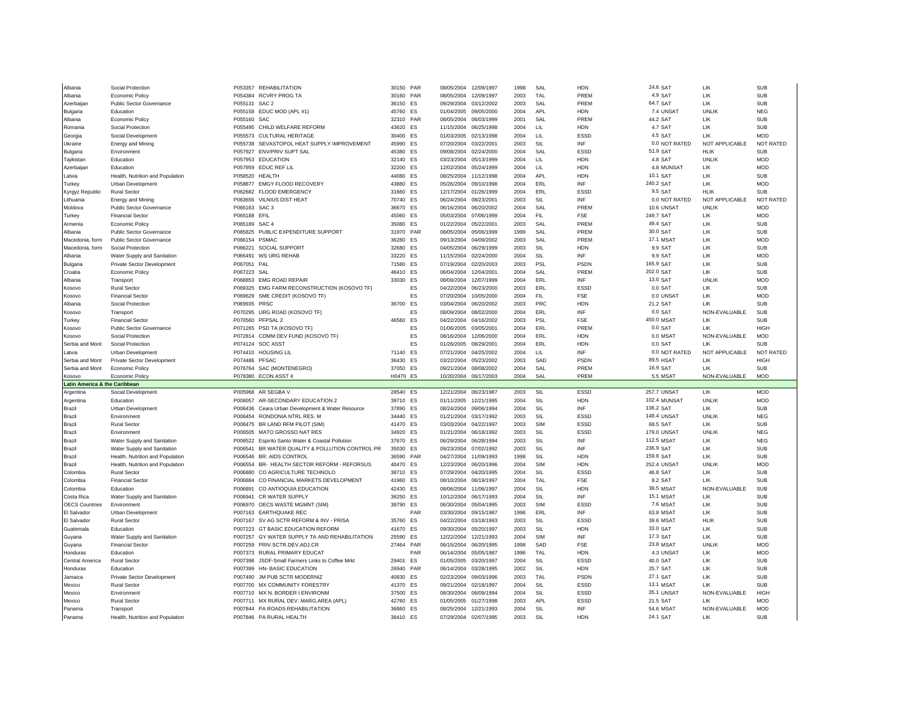| | | | | | | | | | | | | | | | | |
|---|---|---|---|---|---|---|---|---|---|---|---|---|---|---|---|---|
| Albania | Social Protection | P053357 | REHABILITATION | 30150 | PAR | 08/05/2004 | 12/09/1997 | 1998 | SAL | HDN | 24.6 | SAT | LIK | SUB |
| Albania | Economic Policy | P054384 | RCVRY PROG TA | 30160 | PAR | 08/05/2004 | 12/09/1997 | 2003 | TAL | PREM | 4.9 | SAT | LIK | SUB |
| Azerbaijan | Public Sector Governance | P055131 | SAC 2 | 36150 | ES | 09/29/2004 | 03/12/2002 | 2003 | SAL | PREM | 64.7 | SAT | LIK | SUB |
| Bulgaria | Education | P055158 | EDUC MOD (APL #1) | 45760 | ES | 01/04/2005 | 09/05/2000 | 2004 | APL | HDN | 7.4 | UNSAT | UNLIK | NEG |
| Albania | Economic Policy | P055160 | SAC | 32310 | PAR | 08/05/2004 | 06/03/1999 | 2001 | SAL | PREM | 44.2 | SAT | LIK | SUB |
| Romania | Social Protection | P055495 | CHILD WELFARE REFORM | 43620 | ES | 11/15/2004 | 06/25/1998 | 2004 | LIL | HDN | 4.7 | SAT | LIK | SUB |
| Georgia | Social Development | P055573 | CULTURAL HERITAGE | 30400 | ES | 01/03/2005 | 02/13/1998 | 2004 | LIL | ESSD | 4.5 | SAT | LIK | MOD |
| Ukraine | Energy and Mining | P055738 | SEVASTOPOL HEAT SUPPLY IMPROVEMENT | 45990 | ES | 07/20/2004 | 03/22/2001 | 2003 | SIL | INF | 0.0 | NOT RATED | NOT APPLICABLE | NOT RATED |
| Bulgaria | Environment | P057927 | ENV/PRIV SUPT SAL | 45380 | ES | 09/08/2004 | 02/24/2000 | 2004 | SAL | ESSD | 51.9 | SAT | HLIK | SUB |
| Tajikistan | Education | P057953 | EDUCATION | 32140 | ES | 03/23/2004 | 05/13/1999 | 2004 | LIL | HDN | 4.8 | SAT | UNLIK | MOD |
| Azerbaijan | Education | P057959 | EDUC REF LIL | 32200 | ES | 12/02/2004 | 05/24/1999 | 2004 | LIL | HDN | 4.8 | MUNSAT | LIK | MOD |
| Latvia | Health, Nutrition and Population | P058520 | HEALTH | 44080 | ES | 08/25/2004 | 11/12/1998 | 2004 | APL | HDN | 10.1 | SAT | LIK | SUB |
| Turkey | Urban Development | P058877 | EMGY FLOOD RECOVERY | 43880 | ES | 05/26/2004 | 09/10/1998 | 2004 | ERL | INF | 240.2 | SAT | LIK | MOD |
| Kyrgyz Republic | Rural Sector | P062682 | FLOOD EMERGENCY | 31660 | ES | 12/17/2004 | 01/26/1999 | 2004 | ERL | ESSD | 9.5 | SAT | HLIK | SUB |
| Lithuania | Energy and Mining | P063656 | VILNIUS DIST HEAT | 70740 | ES | 06/24/2004 | 08/23/2001 | 2003 | SIL | INF | 0.0 | NOT RATED | NOT APPLICABLE | NOT RATED |
| Moldova | Public Sector Governance | P065163 | SAC 3 | 36670 | ES | 06/16/2004 | 06/20/2002 | 2004 | SAL | PREM | 10.6 | UNSAT | UNLIK | MOD |
| Turkey | Financial Sector | P065188 | EFIL | 45060 | ES | 05/03/2004 | 07/06/1999 | 2004 | FIL | FSE | 249.7 | SAT | LIK | MOD |
| Armenia | Economic Policy | P065189 | SAC 4 | 35080 | ES | 01/22/2004 | 05/22/2001 | 2003 | SAL | PREM | 49.4 | SAT | LIK | SUB |
| Albania | Public Sector Governance | P065825 | PUBLIC EXPENDITURE SUPPORT | 31970 | PAR | 08/05/2004 | 05/06/1999 | 1999 | SAL | PREM | 30.0 | SAT | LIK | SUB |
| Macedonia, form | Public Sector Governance | P066154 | PSMAC | 36280 | ES | 09/13/2004 | 04/09/2002 | 2003 | SAL | PREM | 17.1 | MSAT | LIK | MOD |
| Macedonia, form | Social Protection | P066221 | SOCIAL SUPPORT | 32680 | ES | 04/05/2004 | 06/29/1999 | 2003 | SIL | HDN | 9.9 | SAT | LIK | SUB |
| Albania | Water Supply and Sanitation | P066491 | WS URG REHAB | 33220 | ES | 11/15/2004 | 02/24/2000 | 2004 | SIL | INF | 9.9 | SAT | LIK | MOD |
| Bulgaria | Private Sector Development | P067051 | PAL | 71580 | ES | 07/19/2004 | 02/20/2003 | 2003 | PSL | PSDN | 165.9 | SAT | LIK | SUB |
| Croatia | Economic Policy | P067223 | SAL | 46410 | ES | 06/04/2004 | 12/04/2001 | 2004 | SAL | PREM | 202.0 | SAT | LIK | SUB |
| Albania | Transport | P068853 | EMG ROAD REPAIR | 33030 | ES | 08/09/2004 | 12/07/1999 | 2004 | ERL | INF | 13.0 | SAT | UNLIK | MOD |
| Kosovo | Rural Sector | P069325 | EMG FARM RECONSTRUCTION (KOSOVO TF) | | ES | 04/22/2004 | 06/23/2000 | 2003 | ERL | ESSD | 0.0 | SAT | LIK | SUB |
| Kosovo | Financial Sector | P069629 | SME CREDIT (KOSOVO TF) | | ES | 07/20/2004 | 10/05/2000 | 2004 | FIL | FSE | 0.0 | UNSAT | LIK | MOD |
| Albania | Social Protection | P069935 | PRSC | 36700 | ES | 03/04/2004 | 06/20/2002 | 2003 | PRC | HDN | 21.2 | SAT | LIK | SUB |
| Kosovo | Transport | P070295 | URG ROAD (KOSOVO TF) | | ES | 08/09/2004 | 08/02/2000 | 2004 | ERL | INF | 0.0 | SAT | NON-EVALUABLE | SUB |
| Turkey | Financial Sector | P070560 | PFPSAL 2 | 46560 | ES | 04/22/2004 | 04/16/2002 | 2003 | PSL | FSE | 450.0 | MSAT | LIK | SUB |
| Kosovo | Public Sector Governance | P071265 | PSD TA (KOSOVO TF) | | ES | 01/06/2005 | 03/05/2001 | 2004 | ERL | PREM | 0.0 | SAT | LIK | HIGH |
| Kosovo | Social Protection | P072814 | COMM DEV FUND (KOSOVO TF) | | ES | 08/16/2004 | 12/06/2000 | 2004 | ERL | HDN | 0.0 | MSAT | NON-EVALUABLE | MOD |
| Serbia and Mont | Social Protection | P074124 | SOC ASST | | ES | 01/26/2005 | 08/29/2001 | 2004 | ERL | HDN | 0.0 | SAT | LIK | SUB |
| Latvia | Urban Development | P074410 | HOUSING LIL | 71140 | ES | 07/21/2004 | 04/25/2002 | 2004 | LIL | INF | 0.0 | NOT RATED | NOT APPLICABLE | NOT RATED |
| Serbia and Mont | Private Sector Development | P074486 | PFSAC | 36430 | ES | 03/22/2004 | 05/23/2002 | 2003 | SAD | PSDN | 89.5 | HSAT | LIK | HIGH |
| Serbia and Mont | Economic Policy | P076764 | SAC (MONTENEGRO) | 37050 | ES | 09/21/2004 | 08/08/2002 | 2004 | SAL | PREM | 16.9 | SAT | LIK | SUB |
| Kosovo | Economic Policy | P078380 | ECON ASST 4 | H0470 | ES | 10/20/2004 | 06/17/2003 | 2004 | SAL | PREM | 5.5 | MSAT | NON-EVALUABLE | MOD |
| **Latin America & the Caribbean** | | | | | | | | | | | | | | |
| Argentina | Social Development | P005968 | AR SEGBA V | 28540 | ES | 12/21/2004 | 06/23/1987 | 2003 | SIL | ESSD | 257.7 | UNSAT | LIK | MOD |
| Argentina | Education | P006057 | AR-SECONDARY EDUCATION 2 | 39710 | ES | 01/11/2005 | 12/21/1995 | 2004 | SIL | HDN | 102.4 | MUNSAT | UNLIK | MOD |
| Brazil | Urban Development | P006436 | Ceara Urban Development & Water Resource | 37890 | ES | 08/24/2004 | 09/06/1994 | 2004 | SIL | INF | 136.2 | SAT | LIK | SUB |
| Brazil | Environment | P006454 | RONDONIA NTRL RES. M | 34440 | ES | 01/21/2004 | 03/17/1992 | 2003 | SIL | ESSD | 148.4 | UNSAT | UNLIK | NEG |
| Brazil | Rural Sector | P006475 | BR LAND RFM PILOT (SIM) | 41470 | ES | 03/03/2004 | 04/22/1997 | 2003 | SIM | ESSD | 68.5 | SAT | LIK | SUB |
| Brazil | Environment | P006505 | MATO GROSSO NAT RES | 34920 | ES | 01/21/2004 | 06/18/1992 | 2003 | SIL | ESSD | 179.0 | UNSAT | UNLIK | NEG |
| Brazil | Water Supply and Sanitation | P006522 | Espirito Santo Water & Coastal Pollution | 37670 | ES | 06/29/2004 | 06/28/1994 | 2003 | SIL | INF | 112.5 | MSAT | LIK | NEG |
| Brazil | Water Supply and Sanitation | P006541 | BR WATER QUALITY & POLLUTION CONTROL PR | 35030 | ES | 09/23/2004 | 07/02/1992 | 2003 | SIL | INF | 236.9 | SAT | LIK | SUB |
| Brazil | Health, Nutrition and Population | P006546 | BR: AIDS CONTROL | 36590 | PAR | 04/27/2004 | 11/09/1993 | 1998 | SIL | HDN | 159.8 | SAT | LIK | SUB |
| Brazil | Health, Nutrition and Population | P006554 | BR- HEALTH SECTOR REFORM - REFORSUS | 40470 | ES | 12/23/2004 | 06/20/1996 | 2004 | SIM | HDN | 252.4 | UNSAT | UNLIK | MOD |
| Colombia | Rural Sector | P006880 | CO AGRICULTURE TECHNOLO | 38710 | ES | 07/29/2004 | 04/20/1995 | 2004 | SIL | ESSD | 46.8 | SAT | LIK | SUB |
| Colombia | Financial Sector | P006884 | CO FINANCIAL MARKETS DEVELOPMENT | 41960 | ES | 08/10/2004 | 06/19/1997 | 2004 | TAL | FSE | 8.2 | SAT | LIK | SUB |
| Colombia | Education | P006891 | CO ANTIOQUIA EDUCATION | 42430 | ES | 08/06/2004 | 11/06/1997 | 2004 | SIL | HDN | 39.5 | MSAT | NON-EVALUABLE | SUB |
| Costa Rica | Water Supply and Sanitation | P006941 | CR WATER SUPPLY | 36250 | ES | 10/12/2004 | 06/17/1993 | 2004 | SIL | INF | 15.1 | MSAT | LIK | SUB |
| OECS Countries | Environment | P006970 | OECS WASTE MGMNT (SIM) | 38790 | ES | 06/30/2004 | 05/04/1995 | 2003 | SIM | ESSD | 7.6 | MSAT | LIK | SUB |
| El Salvador | Urban Development | P007163 | EARTHQUAKE REC | | PAR | 03/30/2004 | 09/15/1987 | 1996 | ERL | INF | 63.8 | MSAT | LIK | SUB |
| El Salvador | Rural Sector | P007167 | SV AG SCTR REFORM & INV - PRISA | 35760 | ES | 04/22/2004 | 03/18/1993 | 2003 | SIL | ESSD | 39.6 | MSAT | HLIK | SUB |
| Guatemala | Education | P007223 | GT BASIC EDUCATION REFORM | 41670 | ES | 09/30/2004 | 05/20/1997 | 2003 | SIL | HDN | 33.0 | SAT | LIK | SUB |
| Guyana | Water Supply and Sanitation | P007257 | GY WATER SUPPLY TA AND REHABILITATION | 25590 | ES | 12/22/2004 | 12/21/1993 | 2004 | SIM | INF | 17.3 | SAT | LIK | SUB |
| Guyana | Financial Sector | P007259 | PRIV.SCTR.DEV.ADJ.CR | 27464 | PAR | 06/15/2004 | 06/20/1995 | 1998 | SAD | FSE | 23.8 | MSAT | UNLIK | MOD |
| Honduras | Education | P007373 | RURAL PRIMARY EDUCAT | | PAR | 06/14/2004 | 05/05/1987 | 1996 | TAL | HDN | 4.3 | UNSAT | LIK | MOD |
| Central America | Rural Sector | P007398 | JSDF-Small Farmers Links to Coffee Mrkt | 29401 | ES | 01/05/2005 | 03/20/1997 | 2004 | SIL | ESSD | 40.0 | SAT | LIK | SUB |
| Honduras | Education | P007399 | HN- BASIC EDUCATION | 26940 | PAR | 06/14/2004 | 03/28/1995 | 2002 | SIL | HDN | 25.7 | SAT | LIK | SUB |
| Jamaica | Private Sector Development | P007490 | JM PUB SCTR MODERNIZ | 40830 | ES | 02/23/2004 | 09/03/1996 | 2003 | TAL | PSDN | 27.1 | SAT | LIK | SUB |
| Mexico | Rural Sector | P007700 | MX COMMUNITY FORESTRY | 41370 | ES | 09/21/2004 | 02/18/1997 | 2004 | SIL | ESSD | 13.1 | MSAT | LIK | SUB |
| Mexico | Environment | P007710 | MX N. BORDER I ENVIRONM | 37500 | ES | 08/30/2004 | 06/09/1994 | 2004 | SIL | ESSD | 35.1 | UNSAT | NON-EVALUABLE | HIGH |
| Mexico | Rural Sector | P007711 | MX RURAL DEV. MARG.AREA (APL) | 42760 | ES | 01/05/2005 | 01/27/1998 | 2003 | APL | ESSD | 21.5 | SAT | LIK | MOD |
| Panama | Transport | P007844 | PA ROADS REHABILITATION | 36860 | ES | 08/25/2004 | 12/21/1993 | 2004 | SIL | INF | 54.6 | MSAT | NON-EVALUABLE | MOD |
| Panama | Health, Nutrition and Population | P007846 | PA RURAL HEALTH | 38410 | ES | 07/29/2004 | 02/07/1995 | 2003 | SIL | HDN | 24.1 | SAT | LIK | SUB |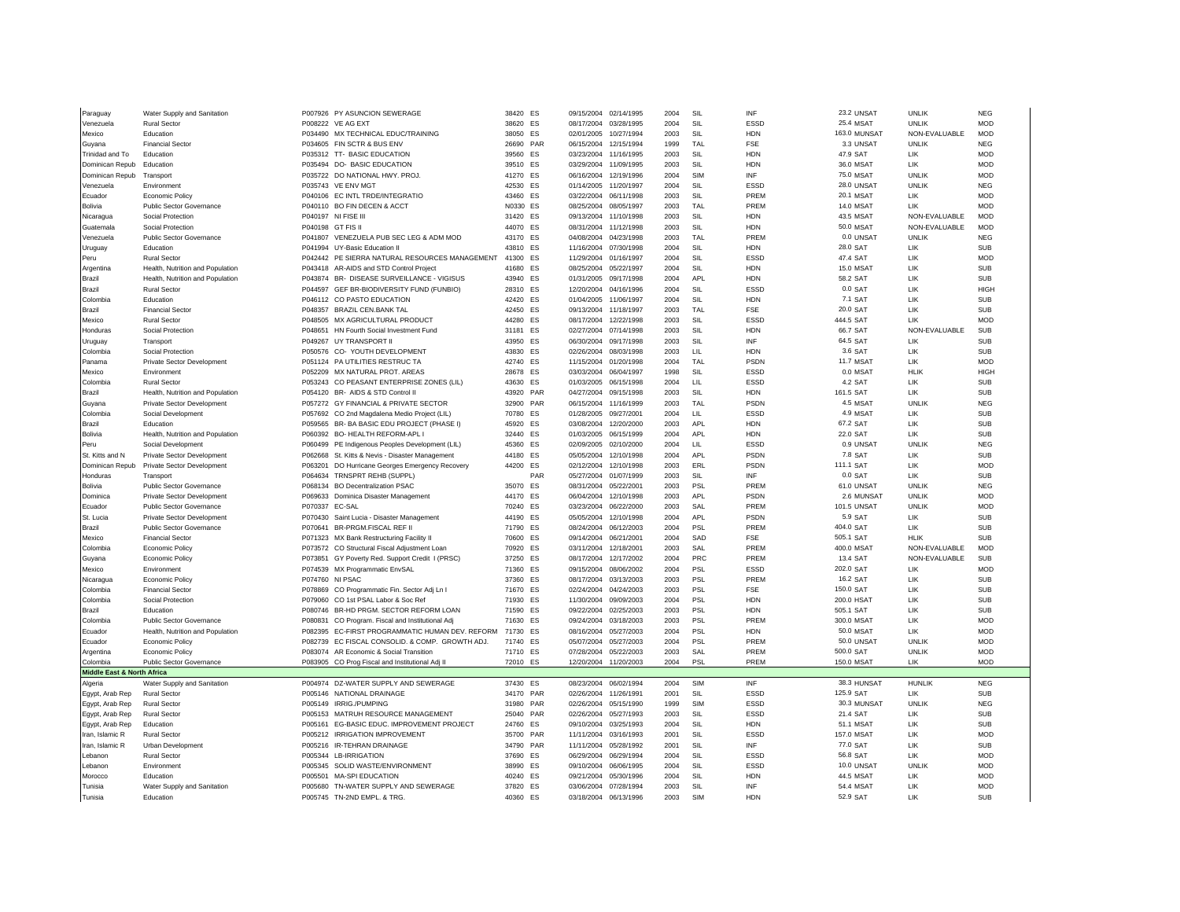| | | | | | | | | | | | | | | |
|---|---|---|---|---|---|---|---|---|---|---|---|---|---|---|
| Paraguay | Water Supply and Sanitation | P007926 | PY ASUNCION SEWERAGE | 38420 | ES | 09/15/2004 | 02/14/1995 | 2004 | SIL | INF | 23.2 | UNSAT | UNLIK | NEG |
| Venezuela | Rural Sector | P008222 | VE AG EXT | 38620 | ES | 08/17/2004 | 03/28/1995 | 2004 | SIL | ESSD | 25.4 | MSAT | UNLIK | MOD |
| Mexico | Education | P034490 | MX TECHNICAL EDUC/TRAINING | 38050 | ES | 02/01/2005 | 10/27/1994 | 2003 | SIL | HDN | 163.0 | MUNSAT | NON-EVALUABLE | MOD |
| Guyana | Financial Sector | P034605 | FIN SCTR & BUS ENV | 26690 | PAR | 06/15/2004 | 12/15/1994 | 1999 | TAL | FSE | 3.3 | UNSAT | UNLIK | NEG |
| Trinidad and To | Education | P035312 | TT- BASIC EDUCATION | 39560 | ES | 03/23/2004 | 11/16/1995 | 2003 | SIL | HDN | 47.9 | SAT | LIK | MOD |
| Dominican Repub | Education | P035494 | DO- BASIC EDUCATION | 39510 | ES | 03/29/2004 | 11/09/1995 | 2003 | SIL | HDN | 36.0 | MSAT | LIK | MOD |
| Dominican Repub | Transport | P035722 | DO NATIONAL HWY. PROJ. | 41270 | ES | 06/16/2004 | 12/19/1996 | 2004 | SIM | INF | 75.0 | MSAT | UNLIK | MOD |
| Venezuela | Environment | P035743 | VE ENV MGT | 42530 | ES | 01/14/2005 | 11/20/1997 | 2004 | SIL | ESSD | 28.0 | UNSAT | UNLIK | NEG |
| Ecuador | Economic Policy | P040106 | EC INTL TRDE/INTEGRATIO | 43460 | ES | 03/22/2004 | 06/11/1998 | 2003 | SIL | PREM | 20.1 | MSAT | LIK | MOD |
| Bolivia | Public Sector Governance | P040110 | BO FIN DECEN & ACCT | N0330 | ES | 08/25/2004 | 08/05/1997 | 2003 | TAL | PREM | 14.0 | MSAT | LIK | MOD |
| Nicaragua | Social Protection | P040197 | NI FISE III | 31420 | ES | 09/13/2004 | 11/10/1998 | 2003 | SIL | HDN | 43.5 | MSAT | NON-EVALUABLE | MOD |
| Guatemala | Social Protection | P040198 | GT FIS II | 44070 | ES | 08/31/2004 | 11/12/1998 | 2003 | SIL | HDN | 50.0 | MSAT | NON-EVALUABLE | MOD |
| Venezuela | Public Sector Governance | P041807 | VENEZUELA PUB SEC LEG & ADM MOD | 43170 | ES | 04/08/2004 | 04/23/1998 | 2003 | TAL | PREM | 0.0 | UNSAT | UNLIK | NEG |
| Uruguay | Education | P041994 | UY-Basic Education II | 43810 | ES | 11/16/2004 | 07/30/1998 | 2004 | SIL | HDN | 28.0 | SAT | LIK | SUB |
| Peru | Rural Sector | P042442 | PE SIERRA NATURAL RESOURCES MANAGEMENT | 41300 | ES | 11/29/2004 | 01/16/1997 | 2004 | SIL | ESSD | 47.4 | SAT | LIK | MOD |
| Argentina | Health, Nutrition and Population | P043418 | AR-AIDS and STD Control Project | 41680 | ES | 08/25/2004 | 05/22/1997 | 2004 | SIL | HDN | 15.0 | MSAT | LIK | SUB |
| Brazil | Health, Nutrition and Population | P043874 | BR- DISEASE SURVEILLANCE - VIGISUS | 43940 | ES | 01/31/2005 | 09/17/1998 | 2004 | APL | HDN | 58.2 | SAT | LIK | SUB |
| Brazil | Rural Sector | P044597 | GEF BR-BIODIVERSITY FUND (FUNBIO) | 28310 | ES | 12/20/2004 | 04/16/1996 | 2004 | SIL | ESSD | 0.0 | SAT | LIK | HIGH |
| Colombia | Education | P046112 | CO PASTO EDUCATION | 42420 | ES | 01/04/2005 | 11/06/1997 | 2004 | SIL | HDN | 7.1 | SAT | LIK | SUB |
| Brazil | Financial Sector | P048357 | BRAZIL CEN.BANK TAL | 42450 | ES | 09/13/2004 | 11/18/1997 | 2003 | TAL | FSE | 20.0 | SAT | LIK | SUB |
| Mexico | Rural Sector | P048505 | MX AGRICULTURAL PRODUCT | 44280 | ES | 08/17/2004 | 12/22/1998 | 2003 | SIL | ESSD | 444.5 | SAT | LIK | MOD |
| Honduras | Social Protection | P048651 | HN Fourth Social Investment Fund | 31181 | ES | 02/27/2004 | 07/14/1998 | 2003 | SIL | HDN | 66.7 | SAT | NON-EVALUABLE | SUB |
| Uruguay | Transport | P049267 | UY TRANSPORT II | 43950 | ES | 06/30/2004 | 09/17/1998 | 2003 | SIL | INF | 64.5 | SAT | LIK | SUB |
| Colombia | Social Protection | P050576 | CO- YOUTH DEVELOPMENT | 43830 | ES | 02/26/2004 | 08/03/1998 | 2003 | LIL | HDN | 3.6 | SAT | LIK | SUB |
| Panama | Private Sector Development | P051124 | PA UTILITIES RESTRUC TA | 42740 | ES | 11/15/2004 | 01/20/1998 | 2004 | TAL | PSDN | 11.7 | MSAT | LIK | MOD |
| Mexico | Environment | P052209 | MX NATURAL PROT. AREAS | 28678 | ES | 03/03/2004 | 06/04/1997 | 1998 | SIL | ESSD | 0.0 | MSAT | HLIK | HIGH |
| Colombia | Rural Sector | P053243 | CO PEASANT ENTERPRISE ZONES (LIL) | 43630 | ES | 01/03/2005 | 06/15/1998 | 2004 | LIL | ESSD | 4.2 | SAT | LIK | SUB |
| Brazil | Health, Nutrition and Population | P054120 | BR- AIDS & STD Control II | 43920 | PAR | 04/27/2004 | 09/15/1998 | 2003 | SIL | HDN | 161.5 | SAT | LIK | SUB |
| Guyana | Private Sector Development | P057272 | GY FINANCIAL & PRIVATE SECTOR | 32900 | PAR | 06/15/2004 | 11/16/1999 | 2003 | TAL | PSDN | 4.5 | MSAT | UNLIK | NEG |
| Colombia | Social Development | P057692 | CO 2nd Magdalena Medio Project (LIL) | 70780 | ES | 01/28/2005 | 09/27/2001 | 2004 | LIL | ESSD | 4.9 | MSAT | LIK | SUB |
| Brazil | Education | P059565 | BR- BA BASIC EDU PROJECT (PHASE I) | 45920 | ES | 03/08/2004 | 12/20/2000 | 2003 | APL | HDN | 67.2 | SAT | LIK | SUB |
| Bolivia | Health, Nutrition and Population | P060392 | BO- HEALTH REFORM-APL I | 32440 | ES | 01/03/2005 | 06/15/1999 | 2004 | APL | HDN | 22.0 | SAT | LIK | SUB |
| Peru | Social Development | P060499 | PE Indigenous Peoples Development (LIL) | 45360 | ES | 02/09/2005 | 02/10/2000 | 2004 | LIL | ESSD | 0.9 | UNSAT | UNLIK | NEG |
| St. Kitts and N | Private Sector Development | P062668 | St. Kitts & Nevis - Disaster Management | 44180 | ES | 05/05/2004 | 12/10/1998 | 2004 | APL | PSDN | 7.8 | SAT | LIK | SUB |
| Dominican Repub | Private Sector Development | P063201 | DO Hurricane Georges Emergency Recovery | 44200 | ES | 02/12/2004 | 12/10/1998 | 2003 | ERL | PSDN | 111.1 | SAT | LIK | MOD |
| Honduras | Transport | P064634 | TRNSPRT REHB (SUPPL) | | PAR | 05/27/2004 | 01/07/1999 | 2003 | SIL | INF | 0.0 | SAT | LIK | SUB |
| Bolivia | Public Sector Governance | P068134 | BO Decentralization PSAC | 35070 | ES | 08/31/2004 | 05/22/2001 | 2003 | PSL | PREM | 61.0 | UNSAT | UNLIK | NEG |
| Dominica | Private Sector Development | P069633 | Dominica Disaster Management | 44170 | ES | 06/04/2004 | 12/10/1998 | 2003 | APL | PSDN | 2.6 | MUNSAT | UNLIK | MOD |
| Ecuador | Public Sector Governance | P070337 | EC-SAL | 70240 | ES | 03/23/2004 | 06/22/2000 | 2003 | SAL | PREM | 101.5 | UNSAT | UNLIK | MOD |
| St. Lucia | Private Sector Development | P070430 | Saint Lucia - Disaster Management | 44190 | ES | 05/05/2004 | 12/10/1998 | 2004 | APL | PSDN | 5.9 | SAT | LIK | SUB |
| Brazil | Public Sector Governance | P070641 | BR-PRGM.FISCAL REF II | 71790 | ES | 08/24/2004 | 06/12/2003 | 2004 | PSL | PREM | 404.0 | SAT | LIK | SUB |
| Mexico | Financial Sector | P071323 | MX Bank Restructuring Facility II | 70600 | ES | 09/14/2004 | 06/21/2001 | 2004 | SAD | FSE | 505.1 | SAT | HLIK | SUB |
| Colombia | Economic Policy | P073572 | CO Structural Fiscal Adjustment Loan | 70920 | ES | 03/11/2004 | 12/18/2001 | 2003 | SAL | PREM | 400.0 | MSAT | NON-EVALUABLE | MOD |
| Guyana | Economic Policy | P073851 | GY Poverty Red. Support Credit I (PRSC) | 37250 | ES | 08/17/2004 | 12/17/2002 | 2004 | PRC | PREM | 13.4 | SAT | NON-EVALUABLE | SUB |
| Mexico | Environment | P074539 | MX Programmatic EnvSAL | 71360 | ES | 09/15/2004 | 08/06/2002 | 2004 | PSL | ESSD | 202.0 | SAT | LIK | MOD |
| Nicaragua | Economic Policy | P074760 | NI PSAC | 37360 | ES | 08/17/2004 | 03/13/2003 | 2003 | PSL | PREM | 16.2 | SAT | LIK | SUB |
| Colombia | Financial Sector | P078869 | CO Programmatic Fin. Sector Adj Ln I | 71670 | ES | 02/24/2004 | 04/24/2003 | 2003 | PSL | FSE | 150.0 | SAT | LIK | SUB |
| Colombia | Social Protection | P079060 | CO 1st PSAL Labor & Soc Ref | 71930 | ES | 11/30/2004 | 09/09/2003 | 2004 | PSL | HDN | 200.0 | HSAT | LIK | SUB |
| Brazil | Education | P080746 | BR-HD PRGM. SECTOR REFORM LOAN | 71590 | ES | 09/22/2004 | 02/25/2003 | 2003 | PSL | HDN | 505.1 | SAT | LIK | SUB |
| Colombia | Public Sector Governance | P080831 | CO Program. Fiscal and Institutional Adj | 71630 | ES | 09/24/2004 | 03/18/2003 | 2003 | PSL | PREM | 300.0 | MSAT | LIK | MOD |
| Ecuador | Health, Nutrition and Population | P082395 | EC-FIRST PROGRAMMATIC HUMAN DEV. REFORM | 71730 | ES | 08/16/2004 | 05/27/2003 | 2004 | PSL | HDN | 50.0 | MSAT | LIK | MOD |
| Ecuador | Economic Policy | P082739 | EC FISCAL CONSOLID. & COMP. GROWTH ADJ. | 71740 | ES | 05/07/2004 | 05/27/2003 | 2004 | PSL | PREM | 50.0 | UNSAT | UNLIK | MOD |
| Argentina | Economic Policy | P083074 | AR Economic & Social Transition | 71710 | ES | 07/28/2004 | 05/22/2003 | 2003 | SAL | PREM | 500.0 | SAT | UNLIK | MOD |
| Colombia | Public Sector Governance | P083905 | CO Prog Fiscal and Institutional Adj II | 72010 | ES | 12/20/2004 | 11/20/2003 | 2004 | PSL | PREM | 150.0 | MSAT | LIK | MOD |
| **Middle East & North Africa** | | | | | | | | | | | | | | |
| Algeria | Water Supply and Sanitation | P004974 | DZ-WATER SUPPLY AND SEWERAGE | 37430 | ES | 08/23/2004 | 06/02/1994 | 2004 | SIM | INF | 38.3 | HUNSAT | HUNLIK | NEG |
| Egypt, Arab Rep | Rural Sector | P005146 | NATIONAL DRAINAGE | 34170 | PAR | 02/26/2004 | 11/26/1991 | 2001 | SIL | ESSD | 125.9 | SAT | LIK | SUB |
| Egypt, Arab Rep | Rural Sector | P005149 | IRRIG./PUMPING | 31980 | PAR | 02/26/2004 | 05/15/1990 | 1999 | SIM | ESSD | 30.3 | MUNSAT | UNLIK | NEG |
| Egypt, Arab Rep | Rural Sector | P005153 | MATRUH RESOURCE MANAGEMENT | 25040 | PAR | 02/26/2004 | 05/27/1993 | 2003 | SIL | ESSD | 21.4 | SAT | LIK | SUB |
| Egypt, Arab Rep | Education | P005161 | EG-BASIC EDUC. IMPROVEMENT PROJECT | 24760 | ES | 09/10/2004 | 03/25/1993 | 2004 | SIL | HDN | 51.1 | MSAT | LIK | SUB |
| Iran, Islamic R | Rural Sector | P005212 | IRRIGATION IMPROVEMENT | 35700 | PAR | 11/11/2004 | 03/16/1993 | 2001 | SIL | ESSD | 157.0 | MSAT | LIK | MOD |
| Iran, Islamic R | Urban Development | P005216 | IR-TEHRAN DRAINAGE | 34790 | PAR | 11/11/2004 | 05/28/1992 | 2001 | SIL | INF | 77.0 | SAT | LIK | SUB |
| Lebanon | Rural Sector | P005344 | LB-IRRIGATION | 37690 | ES | 06/29/2004 | 06/29/1994 | 2004 | SIL | ESSD | 56.8 | SAT | LIK | MOD |
| Lebanon | Environment | P005345 | SOLID WASTE/ENVIRONMENT | 38990 | ES | 09/10/2004 | 06/06/1995 | 2004 | SIL | ESSD | 10.0 | UNSAT | UNLIK | MOD |
| Morocco | Education | P005501 | MA-SPI EDUCATION | 40240 | ES | 09/21/2004 | 05/30/1996 | 2004 | SIL | HDN | 44.5 | MSAT | LIK | MOD |
| Tunisia | Water Supply and Sanitation | P005680 | TN-WATER SUPPLY AND SEWERAGE | 37820 | ES | 03/06/2004 | 07/28/1994 | 2003 | SIL | INF | 54.4 | MSAT | LIK | MOD |
| Tunisia | Education | P005745 | TN-2ND EMPL. & TRG. | 40360 | ES | 03/18/2004 | 06/13/1996 | 2003 | SIM | HDN | 52.9 | SAT | LIK | SUB |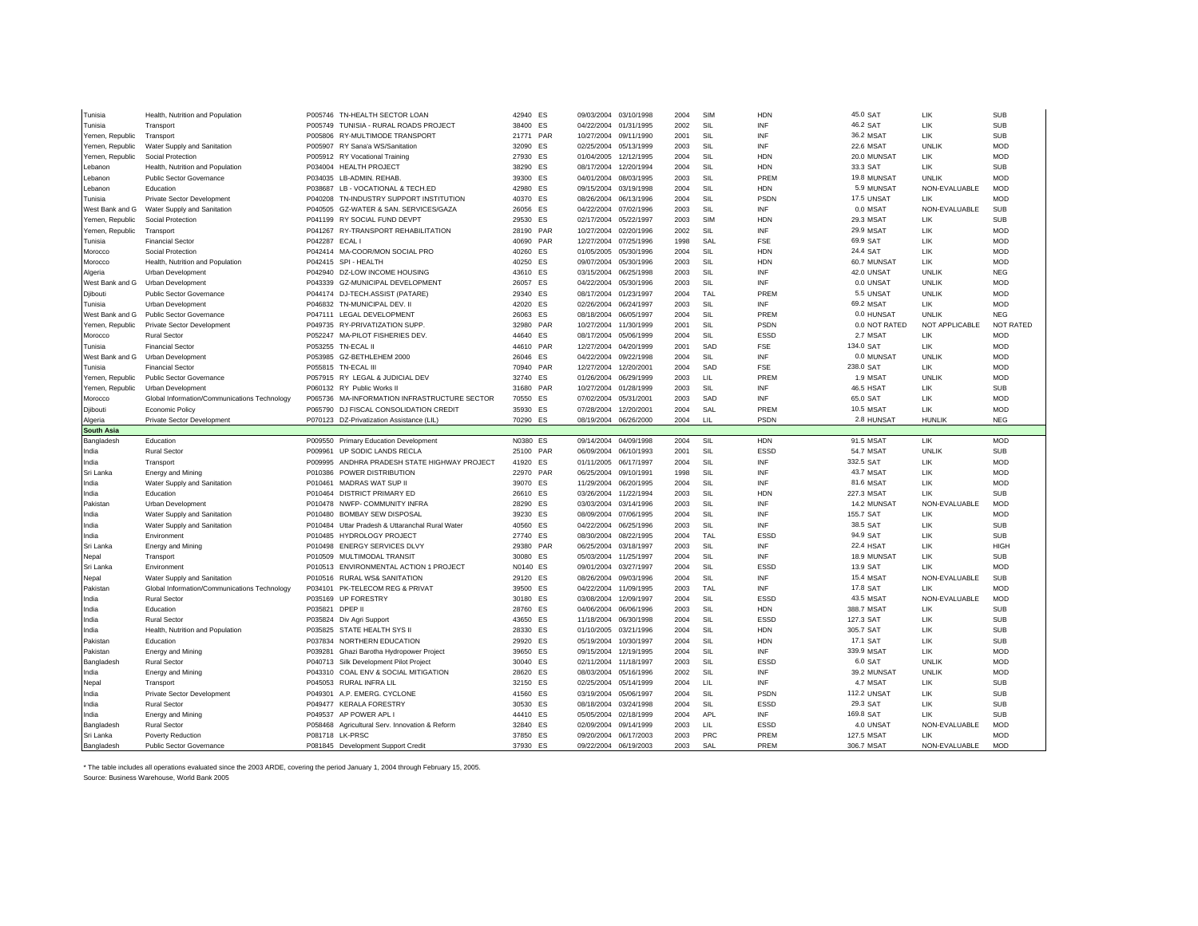| | | | | | | | | | | | | | | | |
|---|---|---|---|---|---|---|---|---|---|---|---|---|---|---|---|
| Tunisia | Health, Nutrition and Population | P005746 | TN-HEALTH SECTOR LOAN | 42940 | ES | 09/03/2004 | 03/10/1998 | 2004 | SIM | HDN | 45.0 | SAT | LIK | SUB |
| Tunisia | Transport | P005749 | TUNISIA - RURAL ROADS PROJECT | 38400 | ES | 04/22/2004 | 01/31/1995 | 2002 | SIL | INF | 46.2 | SAT | LIK | SUB |
| Yemen, Republic | Transport | P005806 | RY-MULTIMODE TRANSPORT | 21771 | PAR | 10/27/2004 | 09/11/1990 | 2001 | SIL | INF | 36.2 | MSAT | LIK | SUB |
| Yemen, Republic | Water Supply and Sanitation | P005907 | RY Sana'a WS/Sanitation | 32090 | ES | 02/25/2004 | 05/13/1999 | 2003 | SIL | INF | 22.6 | MSAT | UNLIK | MOD |
| Yemen, Republic | Social Protection | P005912 | RY Vocational Training | 27930 | ES | 01/04/2005 | 12/12/1995 | 2004 | SIL | HDN | 20.0 | MUNSAT | LIK | MOD |
| Lebanon | Health, Nutrition and Population | P034004 | HEALTH PROJECT | 38290 | ES | 08/17/2004 | 12/20/1994 | 2004 | SIL | HDN | 33.3 | SAT | LIK | SUB |
| Lebanon | Public Sector Governance | P034035 | LB-ADMIN. REHAB. | 39300 | ES | 04/01/2004 | 08/03/1995 | 2003 | SIL | PREM | 19.8 | MUNSAT | UNLIK | MOD |
| Lebanon | Education | P038687 | LB - VOCATIONAL & TECH.ED | 42980 | ES | 09/15/2004 | 03/19/1998 | 2004 | SIL | HDN | 5.9 | MUNSAT | NON-EVALUABLE | MOD |
| Tunisia | Private Sector Development | P040208 | TN-INDUSTRY SUPPORT INSTITUTION | 40370 | ES | 08/26/2004 | 06/13/1996 | 2004 | SIL | PSDN | 17.5 | UNSAT | LIK | MOD |
| West Bank and G | Water Supply and Sanitation | P040505 | GZ-WATER & SAN. SERVICES/GAZA | 26056 | ES | 04/22/2004 | 07/02/1996 | 2003 | SIL | INF | 0.0 | MSAT | NON-EVALUABLE | SUB |
| Yemen, Republic | Social Protection | P041199 | RY SOCIAL FUND DEVPT | 29530 | ES | 02/17/2004 | 05/22/1997 | 2003 | SIM | HDN | 29.3 | MSAT | LIK | SUB |
| Yemen, Republic | Transport | P041267 | RY-TRANSPORT REHABILITATION | 28190 | PAR | 10/27/2004 | 02/20/1996 | 2002 | SIL | INF | 29.9 | MSAT | LIK | MOD |
| Tunisia | Financial Sector | P042287 | ECAL I | 40690 | PAR | 12/27/2004 | 07/25/1996 | 1998 | SAL | FSE | 69.9 | SAT | LIK | MOD |
| Morocco | Social Protection | P042414 | MA-COOR/MON SOCIAL PRO | 40260 | ES | 01/05/2005 | 05/30/1996 | 2004 | SIL | HDN | 24.4 | SAT | LIK | MOD |
| Morocco | Health, Nutrition and Population | P042415 | SPI - HEALTH | 40250 | ES | 09/07/2004 | 05/30/1996 | 2003 | SIL | HDN | 60.7 | MUNSAT | LIK | MOD |
| Algeria | Urban Development | P042940 | DZ-LOW INCOME HOUSING | 43610 | ES | 03/15/2004 | 06/25/1998 | 2003 | SIL | INF | 42.0 | UNSAT | UNLIK | NEG |
| West Bank and G | Urban Development | P043339 | GZ-MUNICIPAL DEVELOPMENT | 26057 | ES | 04/22/2004 | 05/30/1996 | 2003 | SIL | INF | 0.0 | UNSAT | UNLIK | MOD |
| Djibouti | Public Sector Governance | P044174 | DJ-TECH.ASSIST (PATARE) | 29340 | ES | 08/17/2004 | 01/23/1997 | 2002 | TAL | PREM | 5.5 | UNSAT | UNLIK | MOD |
| Tunisia | Urban Development | P046832 | TN-MUNICIPAL DEV. II | 42020 | ES | 02/26/2004 | 06/24/1997 | 2003 | SIL | INF | 69.2 | MSAT | LIK | MOD |
| West Bank and G | Public Sector Governance | P047111 | LEGAL DEVELOPMENT | 26063 | ES | 08/18/2004 | 06/05/1997 | 2004 | SIL | PREM | 0.0 | HUNSAT | UNLIK | NEG |
| Yemen, Republic | Private Sector Development | P049735 | RY-PRIVATIZATION SUPP. | 32980 | PAR | 10/27/2004 | 11/30/1999 | 2001 | SIL | PSDN | 0.0 | NOT RATED | NOT APPLICABLE | NOT RATED |
| Morocco | Rural Sector | P052247 | MA-PILOT FISHERIES DEV. | 44640 | ES | 08/17/2004 | 05/06/1999 | 2004 | SIL | ESSD | 2.7 | MSAT | LIK | MOD |
| Tunisia | Financial Sector | P053255 | TN-ECAL II | 44610 | PAR | 12/27/2004 | 04/20/1999 | 2001 | SAD | FSE | 134.0 | SAT | LIK | MOD |
| West Bank and G | Urban Development | P053985 | GZ-BETHLEHEM 2000 | 26046 | ES | 04/22/2004 | 09/22/1998 | 2004 | SIL | INF | 0.0 | MUNSAT | UNLIK | MOD |
| Tunisia | Financial Sector | P055815 | TN-ECAL III | 70940 | PAR | 12/27/2004 | 12/20/2001 | 2004 | SAD | FSE | 238.0 | SAT | LIK | MOD |
| Yemen, Republic | Public Sector Governance | P057915 | RY LEGAL & JUDICIAL DEV | 32740 | ES | 01/26/2004 | 06/29/1999 | 2003 | LIL | PREM | 1.9 | MSAT | UNLIK | MOD |
| Yemen, Republic | Urban Development | P060132 | RY Public Works II | 31680 | PAR | 10/27/2004 | 01/28/1999 | 2003 | SIL | INF | 46.5 | HSAT | LIK | SUB |
| Morocco | Global Information/Communications Technology | P065736 | MA-INFORMATION INFRASTRUCTURE SECTOR | 70550 | ES | 07/02/2004 | 05/31/2001 | 2003 | SAD | INF | 65.0 | SAT | LIK | MOD |
| Djibouti | Economic Policy | P065790 | DJ FISCAL CONSOLIDATION CREDIT | 35930 | ES | 07/28/2004 | 12/20/2001 | 2004 | SAL | PREM | 10.5 | MSAT | LIK | MOD |
| Algeria | Private Sector Development | P070123 | DZ-Privatization Assistance (LIL) | 70290 | ES | 08/19/2004 | 06/26/2000 | 2004 | LIL | PSDN | 2.8 | HUNSAT | HUNLIK | NEG |
| **South Asia** | | | | | | | | | | | | | | |
| Bangladesh | Education | P009550 | Primary Education Development | N0380 | ES | 09/14/2004 | 04/09/1998 | 2004 | SIL | HDN | 91.5 | MSAT | LIK | MOD |
| India | Rural Sector | P009961 | UP SODIC LANDS RECLA | 25100 | PAR | 06/09/2004 | 06/10/1993 | 2001 | SIL | ESSD | 54.7 | MSAT | UNLIK | SUB |
| India | Transport | P009995 | ANDHRA PRADESH STATE HIGHWAY PROJECT | 41920 | ES | 01/11/2005 | 06/17/1997 | 2004 | SIL | INF | 332.5 | SAT | LIK | MOD |
| Sri Lanka | Energy and Mining | P010386 | POWER DISTRIBUTION | 22970 | PAR | 06/25/2004 | 09/10/1991 | 1998 | SIL | INF | 43.7 | MSAT | LIK | MOD |
| India | Water Supply and Sanitation | P010461 | MADRAS WAT SUP II | 39070 | ES | 11/29/2004 | 06/20/1995 | 2004 | SIL | INF | 81.6 | MSAT | LIK | MOD |
| India | Education | P010464 | DISTRICT PRIMARY ED | 26610 | ES | 03/26/2004 | 11/22/1994 | 2003 | SIL | HDN | 227.3 | MSAT | LIK | SUB |
| Pakistan | Urban Development | P010478 | NWFP- COMMUNITY INFRA | 28290 | ES | 03/03/2004 | 03/14/1996 | 2003 | SIL | INF | 14.2 | MUNSAT | NON-EVALUABLE | MOD |
| India | Water Supply and Sanitation | P010480 | BOMBAY SEW DISPOSAL | 39230 | ES | 08/09/2004 | 07/06/1995 | 2004 | SIL | INF | 155.7 | SAT | LIK | MOD |
| India | Water Supply and Sanitation | P010484 | Uttar Pradesh & Uttaranchal Rural Water | 40560 | ES | 04/22/2004 | 06/25/1996 | 2003 | SIL | INF | 38.5 | SAT | LIK | SUB |
| India | Environment | P010485 | HYDROLOGY PROJECT | 27740 | ES | 08/30/2004 | 08/22/1995 | 2004 | TAL | ESSD | 94.9 | SAT | LIK | SUB |
| Sri Lanka | Energy and Mining | P010498 | ENERGY SERVICES DLVY | 29380 | PAR | 06/25/2004 | 03/18/1997 | 2003 | SIL | INF | 22.4 | HSAT | LIK | HIGH |
| Nepal | Transport | P010509 | MULTIMODAL TRANSIT | 30080 | ES | 05/03/2004 | 11/25/1997 | 2004 | SIL | INF | 18.9 | MUNSAT | LIK | SUB |
| Sri Lanka | Environment | P010513 | ENVIRONMENTAL ACTION 1 PROJECT | N0140 | ES | 09/01/2004 | 03/27/1997 | 2004 | SIL | ESSD | 13.9 | SAT | LIK | MOD |
| Nepal | Water Supply and Sanitation | P010516 | RURAL WS& SANITATION | 29120 | ES | 08/26/2004 | 09/03/1996 | 2004 | SIL | INF | 15.4 | MSAT | NON-EVALUABLE | SUB |
| Pakistan | Global Information/Communications Technology | P034101 | PK-TELECOM REG & PRIVAT | 39500 | ES | 04/22/2004 | 11/09/1995 | 2003 | TAL | INF | 17.8 | SAT | LIK | MOD |
| India | Rural Sector | P035169 | UP FORESTRY | 30180 | ES | 03/08/2004 | 12/09/1997 | 2004 | SIL | ESSD | 43.5 | MSAT | NON-EVALUABLE | MOD |
| India | Education | P035821 | DPEP II | 28760 | ES | 04/06/2004 | 06/06/1996 | 2003 | SIL | HDN | 388.7 | MSAT | LIK | SUB |
| India | Rural Sector | P035824 | Div Agri Support | 43650 | ES | 11/18/2004 | 06/30/1998 | 2004 | SIL | ESSD | 127.3 | SAT | LIK | SUB |
| India | Health, Nutrition and Population | P035825 | STATE HEALTH SYS II | 28330 | ES | 01/10/2005 | 03/21/1996 | 2004 | SIL | HDN | 305.7 | SAT | LIK | SUB |
| Pakistan | Education | P037834 | NORTHERN EDUCATION | 29920 | ES | 05/19/2004 | 10/30/1997 | 2004 | SIL | HDN | 17.1 | SAT | LIK | SUB |
| Pakistan | Energy and Mining | P039281 | Ghazi Barotha Hydropower Project | 39650 | ES | 09/15/2004 | 12/19/1995 | 2004 | SIL | INF | 339.9 | MSAT | LIK | MOD |
| Bangladesh | Rural Sector | P040713 | Silk Development Pilot Project | 30040 | ES | 02/11/2004 | 11/18/1997 | 2003 | SIL | ESSD | 6.0 | SAT | UNLIK | MOD |
| India | Energy and Mining | P043310 | COAL ENV & SOCIAL MITIGATION | 28620 | ES | 08/03/2004 | 05/16/1996 | 2002 | SIL | INF | 39.2 | MUNSAT | UNLIK | MOD |
| Nepal | Transport | P045053 | RURAL INFRA LIL | 32150 | ES | 02/25/2004 | 05/14/1999 | 2004 | LIL | INF | 4.7 | MSAT | LIK | SUB |
| India | Private Sector Development | P049301 | A.P. EMERG. CYCLONE | 41560 | ES | 03/19/2004 | 05/06/1997 | 2004 | SIL | PSDN | 112.2 | UNSAT | LIK | SUB |
| India | Rural Sector | P049477 | KERALA FORESTRY | 30530 | ES | 08/18/2004 | 03/24/1998 | 2004 | SIL | ESSD | 29.3 | SAT | LIK | SUB |
| India | Energy and Mining | P049537 | AP POWER APL I | 44410 | ES | 05/05/2004 | 02/18/1999 | 2004 | APL | INF | 169.8 | SAT | LIK | SUB |
| Bangladesh | Rural Sector | P058468 | Agricultural Serv. Innovation & Reform | 32840 | ES | 02/09/2004 | 09/14/1999 | 2003 | LIL | ESSD | 4.0 | UNSAT | NON-EVALUABLE | MOD |
| Sri Lanka | Poverty Reduction | P081718 | LK-PRSC | 37850 | ES | 09/20/2004 | 06/17/2003 | 2003 | PRC | PREM | 127.5 | MSAT | LIK | MOD |
| Bangladesh | Public Sector Governance | P081845 | Development Support Credit | 37930 | ES | 09/22/2004 | 06/19/2003 | 2003 | SAL | PREM | 306.7 | MSAT | NON-EVALUABLE | MOD |

* The table includes all operations evaluated since the 2003 ARDE, covering the period January 1, 2004 through February 15, 2005.

Source: Business Warehouse, World Bank 2005